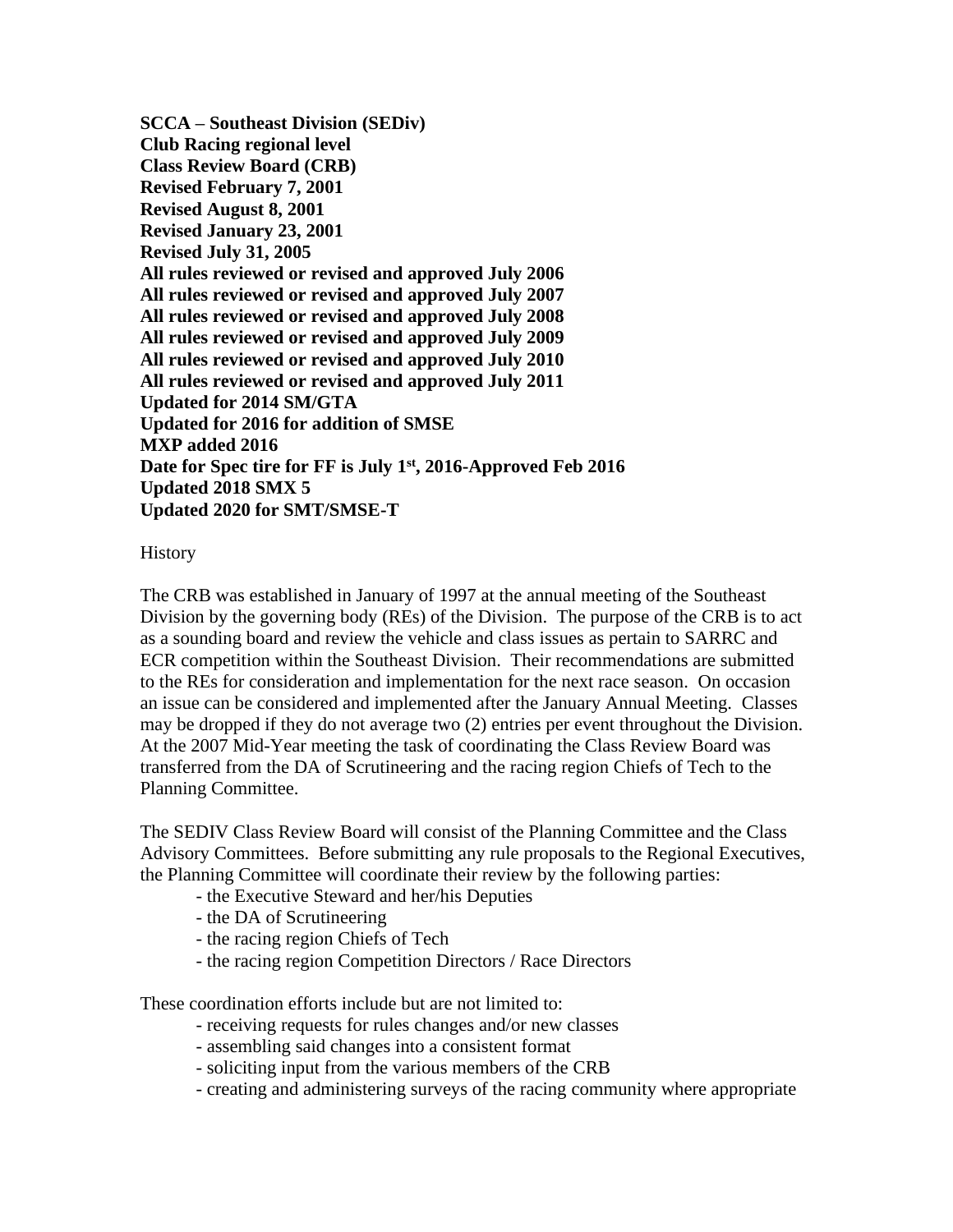**SCCA – Southeast Division (SEDiv)**
**Club Racing regional level**
**Class Review Board (CRB)**
**Revised February 7, 2001**
**Revised August 8, 2001**
**Revised January 23, 2001**
**Revised July 31, 2005**
**All rules reviewed or revised and approved July 2006**
**All rules reviewed or revised and approved July 2007**
**All rules reviewed or revised and approved July 2008**
**All rules reviewed or revised and approved July 2009**
**All rules reviewed or revised and approved July 2010**
**All rules reviewed or revised and approved July 2011**
**Updated for 2014 SM/GTA**
**Updated for 2016 for addition of SMSE**
**MXP added 2016**
**Date for Spec tire for FF is July 1st, 2016-Approved Feb 2016**
**Updated 2018 SMX 5**
**Updated 2020 for SMT/SMSE-T**

History

The CRB was established in January of 1997 at the annual meeting of the Southeast Division by the governing body (REs) of the Division. The purpose of the CRB is to act as a sounding board and review the vehicle and class issues as pertain to SARRC and ECR competition within the Southeast Division. Their recommendations are submitted to the REs for consideration and implementation for the next race season. On occasion an issue can be considered and implemented after the January Annual Meeting. Classes may be dropped if they do not average two (2) entries per event throughout the Division. At the 2007 Mid-Year meeting the task of coordinating the Class Review Board was transferred from the DA of Scrutineering and the racing region Chiefs of Tech to the Planning Committee.

The SEDIV Class Review Board will consist of the Planning Committee and the Class Advisory Committees. Before submitting any rule proposals to the Regional Executives, the Planning Committee will coordinate their review by the following parties:

- the Executive Steward and her/his Deputies
- the DA of Scrutineering
- the racing region Chiefs of Tech
- the racing region Competition Directors / Race Directors

These coordination efforts include but are not limited to:

- receiving requests for rules changes and/or new classes
- assembling said changes into a consistent format
- soliciting input from the various members of the CRB
- creating and administering surveys of the racing community where appropriate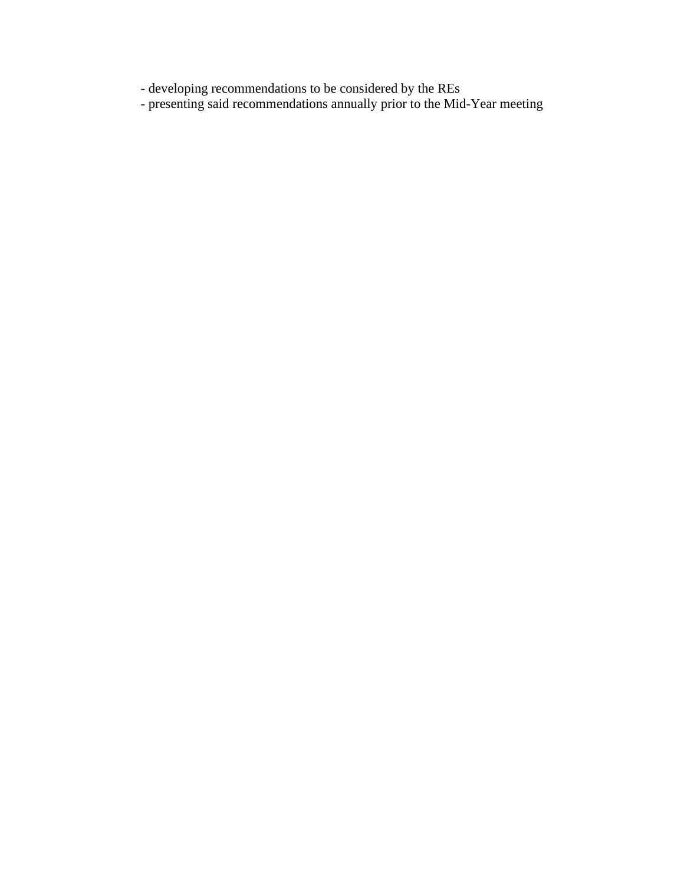- developing recommendations to be considered by the REs
- presenting said recommendations annually prior to the Mid-Year meeting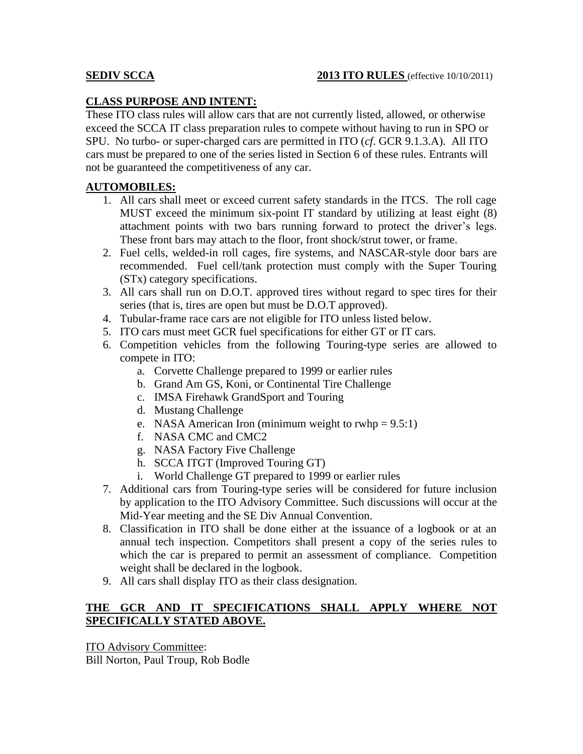**SEDIV SCCA** **2013 ITO RULES** (effective 10/10/2011)

## CLASS PURPOSE AND INTENT:

These ITO class rules will allow cars that are not currently listed, allowed, or otherwise exceed the SCCA IT class preparation rules to compete without having to run in SPO or SPU. No turbo- or super-charged cars are permitted in ITO (*cf*. GCR 9.1.3.A). All ITO cars must be prepared to one of the series listed in Section 6 of these rules. Entrants will not be guaranteed the competitiveness of any car.

## AUTOMOBILES:

1. All cars shall meet or exceed current safety standards in the ITCS. The roll cage MUST exceed the minimum six-point IT standard by utilizing at least eight (8) attachment points with two bars running forward to protect the driver's legs. These front bars may attach to the floor, front shock/strut tower, or frame.
2. Fuel cells, welded-in roll cages, fire systems, and NASCAR-style door bars are recommended. Fuel cell/tank protection must comply with the Super Touring (STx) category specifications.
3. All cars shall run on D.O.T. approved tires without regard to spec tires for their series (that is, tires are open but must be D.O.T approved).
4. Tubular-frame race cars are not eligible for ITO unless listed below.
5. ITO cars must meet GCR fuel specifications for either GT or IT cars.
6. Competition vehicles from the following Touring-type series are allowed to compete in ITO:
   a. Corvette Challenge prepared to 1999 or earlier rules
   b. Grand Am GS, Koni, or Continental Tire Challenge
   c. IMSA Firehawk GrandSport and Touring
   d. Mustang Challenge
   e. NASA American Iron (minimum weight to rwhp = 9.5:1)
   f. NASA CMC and CMC2
   g. NASA Factory Five Challenge
   h. SCCA ITGT (Improved Touring GT)
   i. World Challenge GT prepared to 1999 or earlier rules
7. Additional cars from Touring-type series will be considered for future inclusion by application to the ITO Advisory Committee. Such discussions will occur at the Mid-Year meeting and the SE Div Annual Convention.
8. Classification in ITO shall be done either at the issuance of a logbook or at an annual tech inspection. Competitors shall present a copy of the series rules to which the car is prepared to permit an assessment of compliance. Competition weight shall be declared in the logbook.
9. All cars shall display ITO as their class designation.

**THE GCR AND IT SPECIFICATIONS SHALL APPLY WHERE NOT SPECIFICALLY STATED ABOVE.**

ITO Advisory Committee:
Bill Norton, Paul Troup, Rob Bodle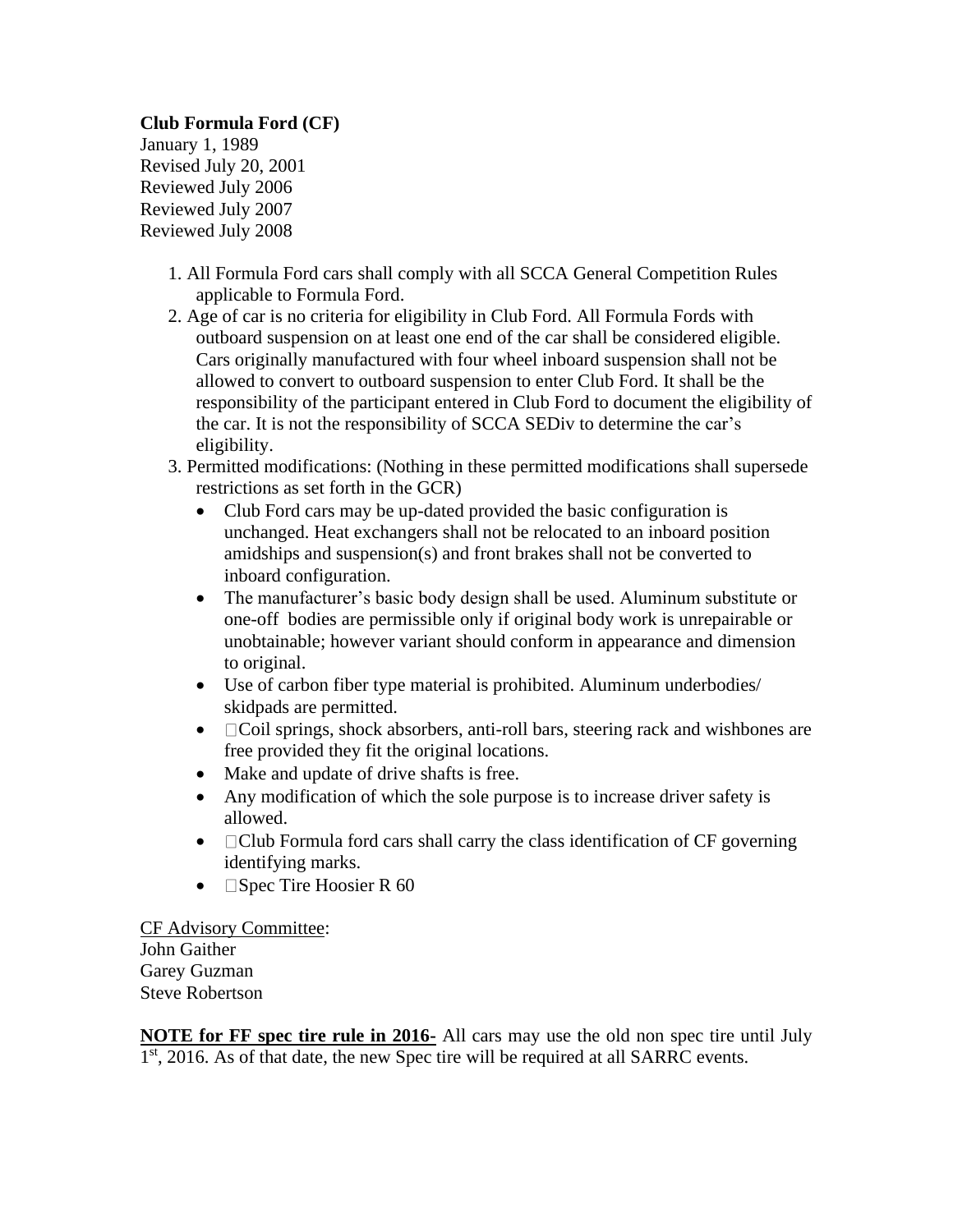**Club Formula Ford (CF)**
January 1, 1989
Revised July 20, 2001
Reviewed July 2006
Reviewed July 2007
Reviewed July 2008

1. All Formula Ford cars shall comply with all SCCA General Competition Rules applicable to Formula Ford.
2. Age of car is no criteria for eligibility in Club Ford. All Formula Fords with outboard suspension on at least one end of the car shall be considered eligible. Cars originally manufactured with four wheel inboard suspension shall not be allowed to convert to outboard suspension to enter Club Ford. It shall be the responsibility of the participant entered in Club Ford to document the eligibility of the car. It is not the responsibility of SCCA SEDiv to determine the car's eligibility.
3. Permitted modifications: (Nothing in these permitted modifications shall supersede restrictions as set forth in the GCR)
   - Club Ford cars may be up-dated provided the basic configuration is unchanged. Heat exchangers shall not be relocated to an inboard position amidships and suspension(s) and front brakes shall not be converted to inboard configuration.
   - The manufacturer's basic body design shall be used. Aluminum substitute or one-off bodies are permissible only if original body work is unrepairable or unobtainable; however variant should conform in appearance and dimension to original.
   - Use of carbon fiber type material is prohibited. Aluminum underbodies/ skidpads are permitted.
   - Coil springs, shock absorbers, anti-roll bars, steering rack and wishbones are free provided they fit the original locations.
   - Make and update of drive shafts is free.
   - Any modification of which the sole purpose is to increase driver safety is allowed.
   - Club Formula ford cars shall carry the class identification of CF governing identifying marks.
   - Spec Tire Hoosier R 60

<u>CF Advisory Committee</u>:
John Gaither
Garey Guzman
Steve Robertson

**<u>NOTE for FF spec tire rule in 2016-</u>** All cars may use the old non spec tire until July 1st, 2016. As of that date, the new Spec tire will be required at all SARRC events.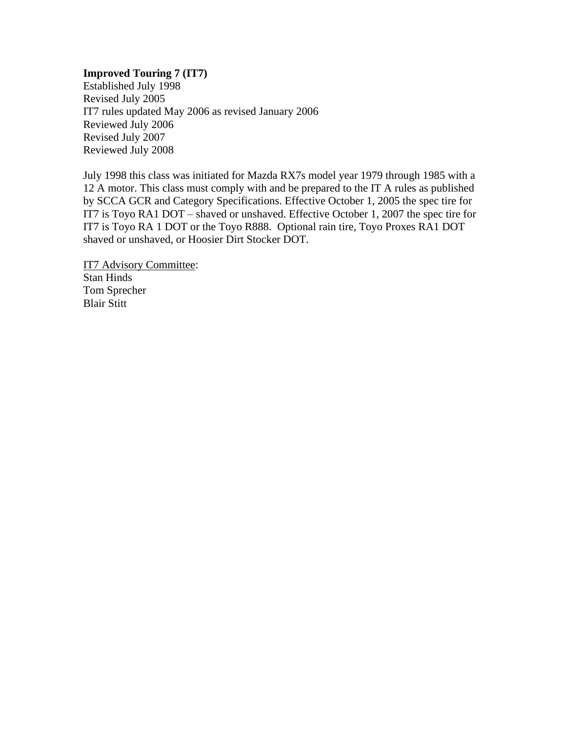**Improved Touring 7 (IT7)**
Established July 1998
Revised July 2005
IT7 rules updated May 2006 as revised January 2006
Reviewed July 2006
Revised July 2007
Reviewed July 2008

July 1998 this class was initiated for Mazda RX7s model year 1979 through 1985 with a 12 A motor. This class must comply with and be prepared to the IT A rules as published by SCCA GCR and Category Specifications. Effective October 1, 2005 the spec tire for IT7 is Toyo RA1 DOT – shaved or unshaved. Effective October 1, 2007 the spec tire for IT7 is Toyo RA 1 DOT or the Toyo R888. Optional rain tire, Toyo Proxes RA1 DOT shaved or unshaved, or Hoosier Dirt Stocker DOT.

<u>IT7 Advisory Committee</u>:
Stan Hinds
Tom Sprecher
Blair Stitt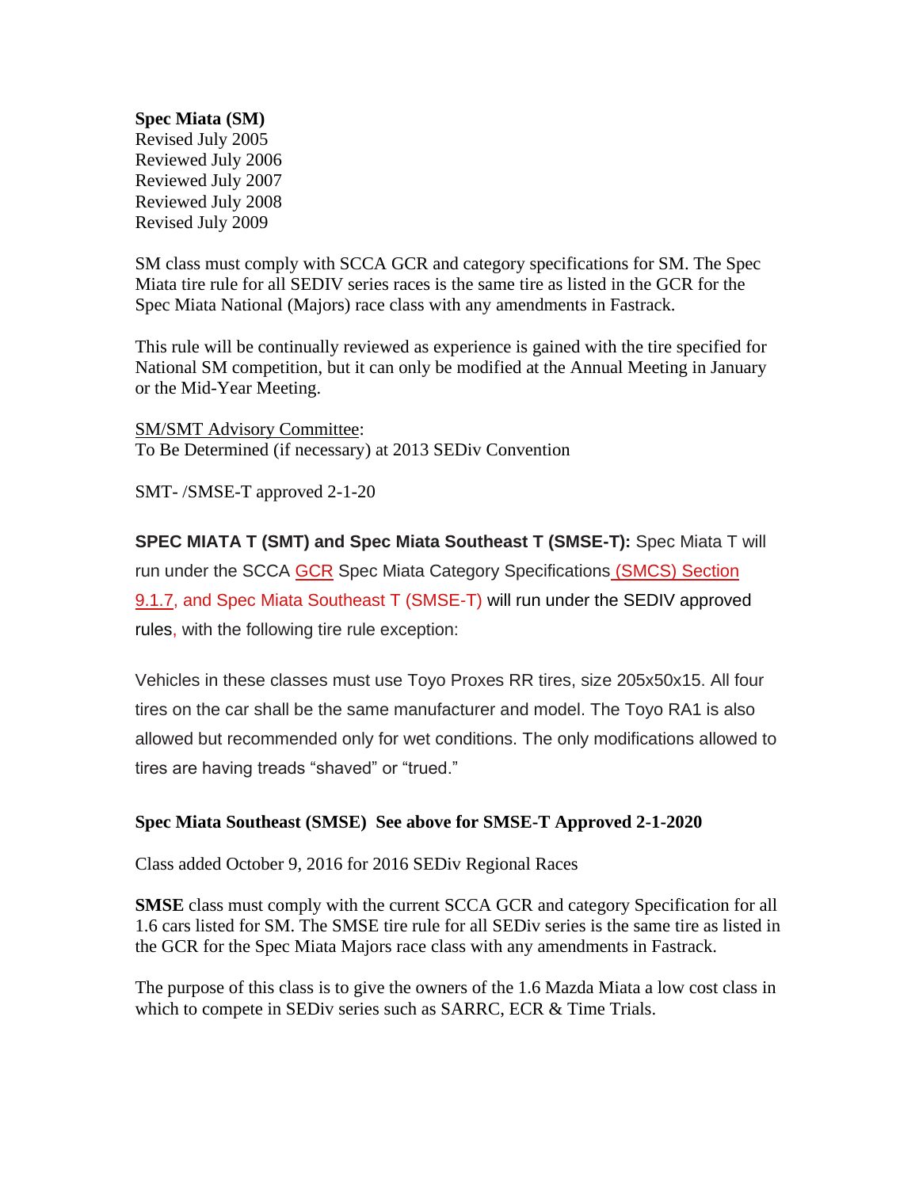**Spec Miata (SM)**
Revised July 2005
Reviewed July 2006
Reviewed July 2007
Reviewed July 2008
Revised July 2009

SM class must comply with SCCA GCR and category specifications for SM. The Spec Miata tire rule for all SEDIV series races is the same tire as listed in the GCR for the Spec Miata National (Majors) race class with any amendments in Fastrack.

This rule will be continually reviewed as experience is gained with the tire specified for National SM competition, but it can only be modified at the Annual Meeting in January or the Mid-Year Meeting.

SM/SMT Advisory Committee:
To Be Determined (if necessary) at 2013 SEDiv Convention

SMT- /SMSE-T approved 2-1-20

**SPEC MIATA T (SMT) and Spec Miata Southeast T (SMSE-T):** Spec Miata T will run under the SCCA GCR Spec Miata Category Specifications (SMCS) Section 9.1.7, and Spec Miata Southeast T (SMSE-T) will run under the SEDIV approved rules, with the following tire rule exception:

Vehicles in these classes must use Toyo Proxes RR tires, size 205x50x15. All four tires on the car shall be the same manufacturer and model. The Toyo RA1 is also allowed but recommended only for wet conditions. The only modifications allowed to tires are having treads "shaved" or "trued."

**Spec Miata Southeast (SMSE) See above for SMSE-T Approved 2-1-2020**

Class added October 9, 2016 for 2016 SEDiv Regional Races

**SMSE** class must comply with the current SCCA GCR and category Specification for all 1.6 cars listed for SM. The SMSE tire rule for all SEDiv series is the same tire as listed in the GCR for the Spec Miata Majors race class with any amendments in Fastrack.

The purpose of this class is to give the owners of the 1.6 Mazda Miata a low cost class in which to compete in SEDiv series such as SARRC, ECR & Time Trials.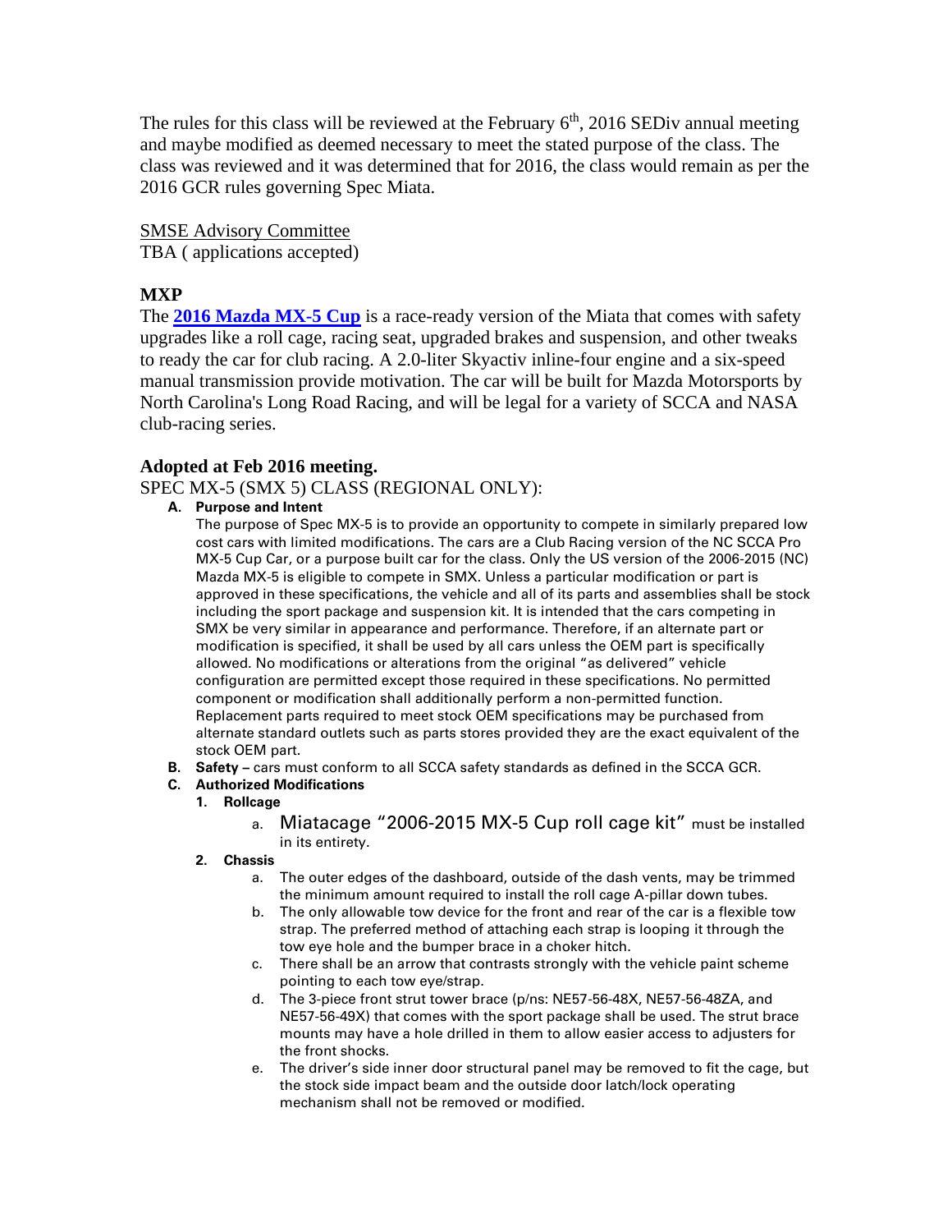The rules for this class will be reviewed at the February 6th, 2016 SEDiv annual meeting and maybe modified as deemed necessary to meet the stated purpose of the class. The class was reviewed and it was determined that for 2016, the class would remain as per the 2016 GCR rules governing Spec Miata.

SMSE Advisory Committee
TBA ( applications accepted)

**MXP**

The **2016 Mazda MX-5 Cup** is a race-ready version of the Miata that comes with safety upgrades like a roll cage, racing seat, upgraded brakes and suspension, and other tweaks to ready the car for club racing. A 2.0-liter Skyactiv inline-four engine and a six-speed manual transmission provide motivation. The car will be built for Mazda Motorsports by North Carolina's Long Road Racing, and will be legal for a variety of SCCA and NASA club-racing series.

**Adopted at Feb 2016 meeting.**

SPEC MX-5 (SMX 5) CLASS (REGIONAL ONLY):

**A. Purpose and Intent**

The purpose of Spec MX-5 is to provide an opportunity to compete in similarly prepared low cost cars with limited modifications. The cars are a Club Racing version of the NC SCCA Pro MX-5 Cup Car, or a purpose built car for the class. Only the US version of the 2006-2015 (NC) Mazda MX-5 is eligible to compete in SMX. Unless a particular modification or part is approved in these specifications, the vehicle and all of its parts and assemblies shall be stock including the sport package and suspension kit. It is intended that the cars competing in SMX be very similar in appearance and performance. Therefore, if an alternate part or modification is specified, it shall be used by all cars unless the OEM part is specifically allowed. No modifications or alterations from the original "as delivered" vehicle configuration are permitted except those required in these specifications. No permitted component or modification shall additionally perform a non-permitted function. Replacement parts required to meet stock OEM specifications may be purchased from alternate standard outlets such as parts stores provided they are the exact equivalent of the stock OEM part.

**B. Safety –** cars must conform to all SCCA safety standards as defined in the SCCA GCR.

**C. Authorized Modifications**

1. **Rollcage**
   a. Miatacage "2006-2015 MX-5 Cup roll cage kit" must be installed in its entirety.
2. **Chassis**
   a. The outer edges of the dashboard, outside of the dash vents, may be trimmed the minimum amount required to install the roll cage A-pillar down tubes.
   b. The only allowable tow device for the front and rear of the car is a flexible tow strap. The preferred method of attaching each strap is looping it through the tow eye hole and the bumper brace in a choker hitch.
   c. There shall be an arrow that contrasts strongly with the vehicle paint scheme pointing to each tow eye/strap.
   d. The 3-piece front strut tower brace (p/ns: NE57-56-48X, NE57-56-48ZA, and NE57-56-49X) that comes with the sport package shall be used. The strut brace mounts may have a hole drilled in them to allow easier access to adjusters for the front shocks.
   e. The driver's side inner door structural panel may be removed to fit the cage, but the stock side impact beam and the outside door latch/lock operating mechanism shall not be removed or modified.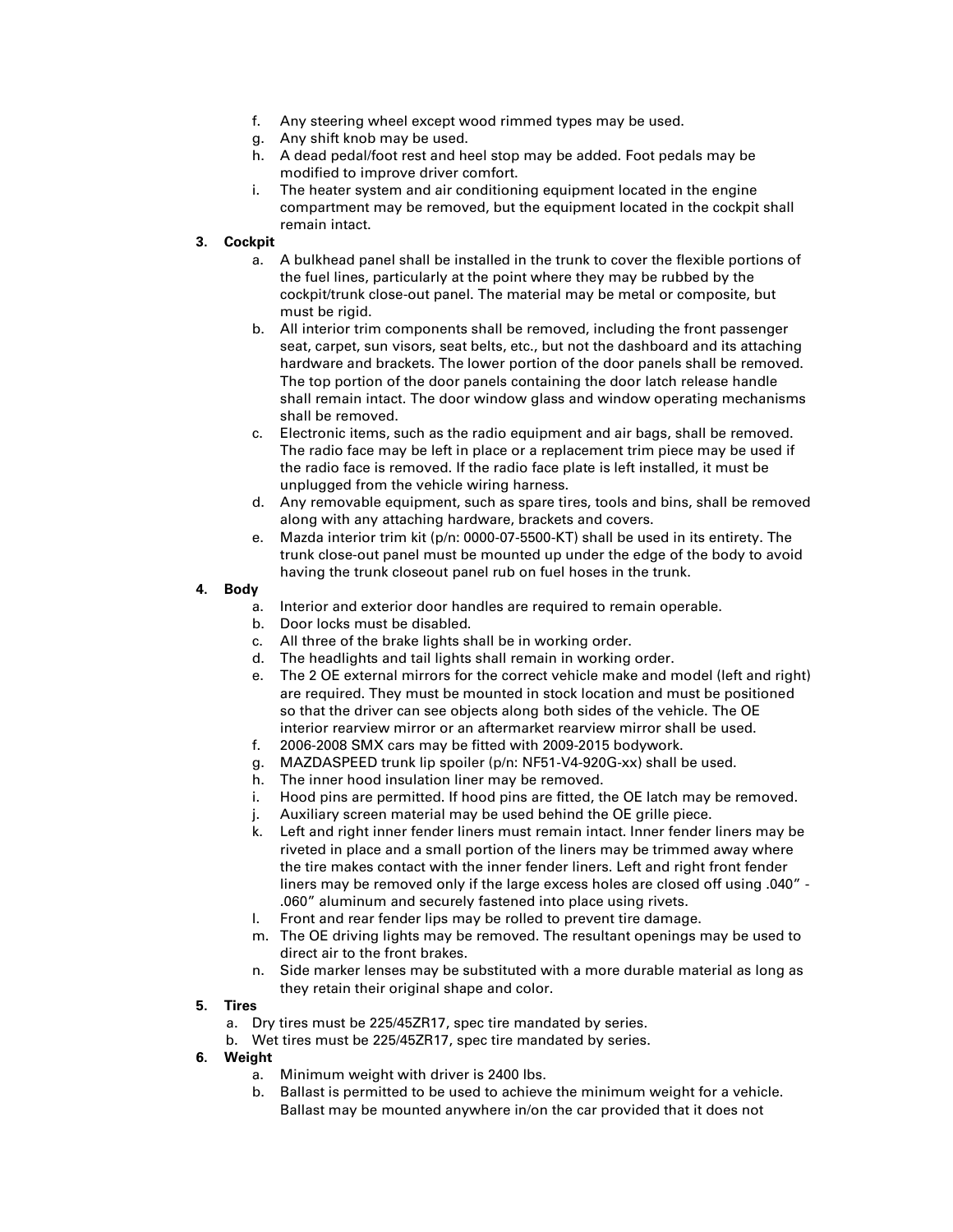f. Any steering wheel except wood rimmed types may be used.
   g. Any shift knob may be used.
   h. A dead pedal/foot rest and heel stop may be added. Foot pedals may be modified to improve driver comfort.
   i. The heater system and air conditioning equipment located in the engine compartment may be removed, but the equipment located in the cockpit shall remain intact.

**3. Cockpit**

   a. A bulkhead panel shall be installed in the trunk to cover the flexible portions of the fuel lines, particularly at the point where they may be rubbed by the cockpit/trunk close-out panel. The material may be metal or composite, but must be rigid.
   b. All interior trim components shall be removed, including the front passenger seat, carpet, sun visors, seat belts, etc., but not the dashboard and its attaching hardware and brackets. The lower portion of the door panels shall be removed. The top portion of the door panels containing the door latch release handle shall remain intact. The door window glass and window operating mechanisms shall be removed.
   c. Electronic items, such as the radio equipment and air bags, shall be removed. The radio face may be left in place or a replacement trim piece may be used if the radio face is removed. If the radio face plate is left installed, it must be unplugged from the vehicle wiring harness.
   d. Any removable equipment, such as spare tires, tools and bins, shall be removed along with any attaching hardware, brackets and covers.
   e. Mazda interior trim kit (p/n: 0000-07-5500-KT) shall be used in its entirety. The trunk close-out panel must be mounted up under the edge of the body to avoid having the trunk closeout panel rub on fuel hoses in the trunk.

**4. Body**

   a. Interior and exterior door handles are required to remain operable.
   b. Door locks must be disabled.
   c. All three of the brake lights shall be in working order.
   d. The headlights and tail lights shall remain in working order.
   e. The 2 OE external mirrors for the correct vehicle make and model (left and right) are required. They must be mounted in stock location and must be positioned so that the driver can see objects along both sides of the vehicle. The OE interior rearview mirror or an aftermarket rearview mirror shall be used.
   f. 2006-2008 SMX cars may be fitted with 2009-2015 bodywork.
   g. MAZDASPEED trunk lip spoiler (p/n: NF51-V4-920G-xx) shall be used.
   h. The inner hood insulation liner may be removed.
   i. Hood pins are permitted. If hood pins are fitted, the OE latch may be removed.
   j. Auxiliary screen material may be used behind the OE grille piece.
   k. Left and right inner fender liners must remain intact. Inner fender liners may be riveted in place and a small portion of the liners may be trimmed away where the tire makes contact with the inner fender liners. Left and right front fender liners may be removed only if the large excess holes are closed off using .040" - .060" aluminum and securely fastened into place using rivets.
   l. Front and rear fender lips may be rolled to prevent tire damage.
   m. The OE driving lights may be removed. The resultant openings may be used to direct air to the front brakes.
   n. Side marker lenses may be substituted with a more durable material as long as they retain their original shape and color.

**5. Tires**

   a. Dry tires must be 225/45ZR17, spec tire mandated by series.
   b. Wet tires must be 225/45ZR17, spec tire mandated by series.

**6. Weight**

   a. Minimum weight with driver is 2400 lbs.
   b. Ballast is permitted to be used to achieve the minimum weight for a vehicle. Ballast may be mounted anywhere in/on the car provided that it does not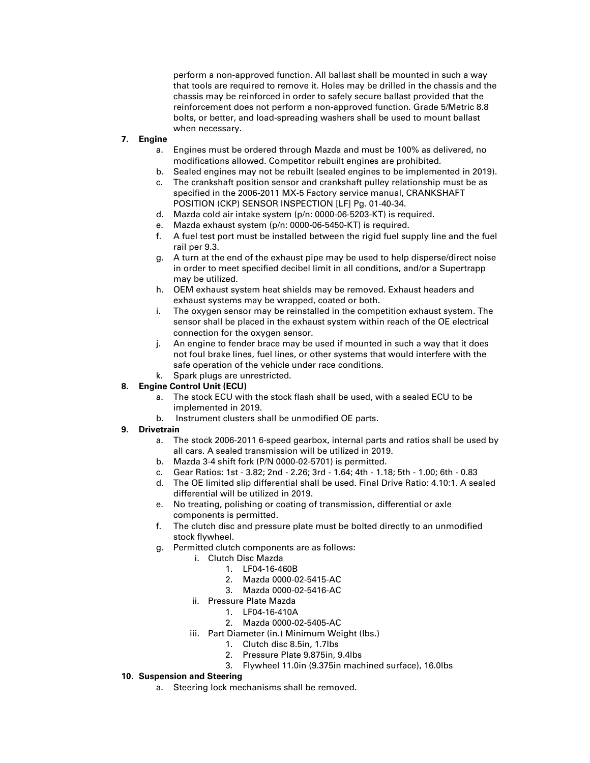perform a non-approved function. All ballast shall be mounted in such a way that tools are required to remove it. Holes may be drilled in the chassis and the chassis may be reinforced in order to safely secure ballast provided that the reinforcement does not perform a non-approved function. Grade 5/Metric 8.8 bolts, or better, and load-spreading washers shall be used to mount ballast when necessary.

7. **Engine**
    a. Engines must be ordered through Mazda and must be 100% as delivered, no modifications allowed. Competitor rebuilt engines are prohibited.
    b. Sealed engines may not be rebuilt (sealed engines to be implemented in 2019).
    c. The crankshaft position sensor and crankshaft pulley relationship must be as specified in the 2006-2011 MX-5 Factory service manual, CRANKSHAFT POSITION (CKP) SENSOR INSPECTION [LF] Pg. 01-40-34.
    d. Mazda cold air intake system (p/n: 0000-06-5203-KT) is required.
    e. Mazda exhaust system (p/n: 0000-06-5450-KT) is required.
    f. A fuel test port must be installed between the rigid fuel supply line and the fuel rail per 9.3.
    g. A turn at the end of the exhaust pipe may be used to help disperse/direct noise in order to meet specified decibel limit in all conditions, and/or a Supertrapp may be utilized.
    h. OEM exhaust system heat shields may be removed. Exhaust headers and exhaust systems may be wrapped, coated or both.
    i. The oxygen sensor may be reinstalled in the competition exhaust system. The sensor shall be placed in the exhaust system within reach of the OE electrical connection for the oxygen sensor.
    j. An engine to fender brace may be used if mounted in such a way that it does not foul brake lines, fuel lines, or other systems that would interfere with the safe operation of the vehicle under race conditions.
    k. Spark plugs are unrestricted.
8. **Engine Control Unit (ECU)**
    a. The stock ECU with the stock flash shall be used, with a sealed ECU to be implemented in 2019.
    b. Instrument clusters shall be unmodified OE parts.
9. **Drivetrain**
    a. The stock 2006-2011 6-speed gearbox, internal parts and ratios shall be used by all cars. A sealed transmission will be utilized in 2019.
    b. Mazda 3-4 shift fork (P/N 0000-02-5701) is permitted.
    c. Gear Ratios: 1st - 3.82; 2nd - 2.26; 3rd - 1.64; 4th - 1.18; 5th - 1.00; 6th - 0.83
    d. The OE limited slip differential shall be used. Final Drive Ratio: 4.10:1. A sealed differential will be utilized in 2019.
    e. No treating, polishing or coating of transmission, differential or axle components is permitted.
    f. The clutch disc and pressure plate must be bolted directly to an unmodified stock flywheel.
    g. Permitted clutch components are as follows:
        i. Clutch Disc Mazda
            1. LF04-16-460B
            2. Mazda 0000-02-5415-AC
            3. Mazda 0000-02-5416-AC
        ii. Pressure Plate Mazda
            1. LF04-16-410A
            2. Mazda 0000-02-5405-AC
        iii. Part Diameter (in.) Minimum Weight (lbs.)
            1. Clutch disc 8.5in, 1.7lbs
            2. Pressure Plate 9.875in, 9.4lbs
            3. Flywheel 11.0in (9.375in machined surface), 16.0lbs
10. **Suspension and Steering**
    a. Steering lock mechanisms shall be removed.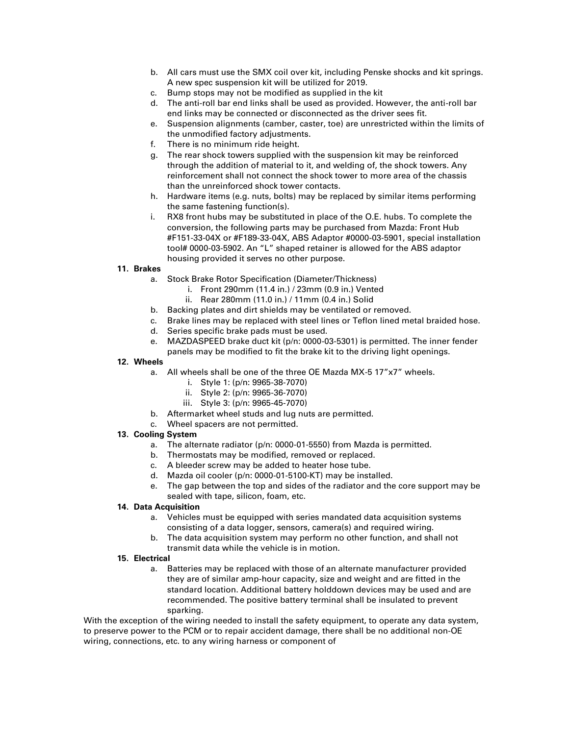b. All cars must use the SMX coil over kit, including Penske shocks and kit springs. A new spec suspension kit will be utilized for 2019.
c. Bump stops may not be modified as supplied in the kit
d. The anti-roll bar end links shall be used as provided. However, the anti-roll bar end links may be connected or disconnected as the driver sees fit.
e. Suspension alignments (camber, caster, toe) are unrestricted within the limits of the unmodified factory adjustments.
f. There is no minimum ride height.
g. The rear shock towers supplied with the suspension kit may be reinforced through the addition of material to it, and welding of, the shock towers. Any reinforcement shall not connect the shock tower to more area of the chassis than the unreinforced shock tower contacts.
h. Hardware items (e.g. nuts, bolts) may be replaced by similar items performing the same fastening function(s).
i. RX8 front hubs may be substituted in place of the O.E. hubs. To complete the conversion, the following parts may be purchased from Mazda: Front Hub #F151-33-04X or #F189-33-04X, ABS Adaptor #0000-03-5901, special installation tool# 0000-03-5902. An "L" shaped retainer is allowed for the ABS adaptor housing provided it serves no other purpose.

**11. Brakes**

a. Stock Brake Rotor Specification (Diameter/Thickness)
   i. Front 290mm (11.4 in.) / 23mm (0.9 in.) Vented
   ii. Rear 280mm (11.0 in.) / 11mm (0.4 in.) Solid
b. Backing plates and dirt shields may be ventilated or removed.
c. Brake lines may be replaced with steel lines or Teflon lined metal braided hose.
d. Series specific brake pads must be used.
e. MAZDASPEED brake duct kit (p/n: 0000-03-5301) is permitted. The inner fender panels may be modified to fit the brake kit to the driving light openings.

**12. Wheels**

a. All wheels shall be one of the three OE Mazda MX-5 17"x7" wheels.
   i. Style 1: (p/n: 9965-38-7070)
   ii. Style 2: (p/n: 9965-36-7070)
   iii. Style 3: (p/n: 9965-45-7070)
b. Aftermarket wheel studs and lug nuts are permitted.
c. Wheel spacers are not permitted.

**13. Cooling System**

a. The alternate radiator (p/n: 0000-01-5550) from Mazda is permitted.
b. Thermostats may be modified, removed or replaced.
c. A bleeder screw may be added to heater hose tube.
d. Mazda oil cooler (p/n: 0000-01-5100-KT) may be installed.
e. The gap between the top and sides of the radiator and the core support may be sealed with tape, silicon, foam, etc.

**14. Data Acquisition**

a. Vehicles must be equipped with series mandated data acquisition systems consisting of a data logger, sensors, camera(s) and required wiring.
b. The data acquisition system may perform no other function, and shall not transmit data while the vehicle is in motion.

**15. Electrical**

a. Batteries may be replaced with those of an alternate manufacturer provided they are of similar amp-hour capacity, size and weight and are fitted in the standard location. Additional battery holddown devices may be used and are recommended. The positive battery terminal shall be insulated to prevent sparking.

With the exception of the wiring needed to install the safety equipment, to operate any data system, to preserve power to the PCM or to repair accident damage, there shall be no additional non-OE wiring, connections, etc. to any wiring harness or component of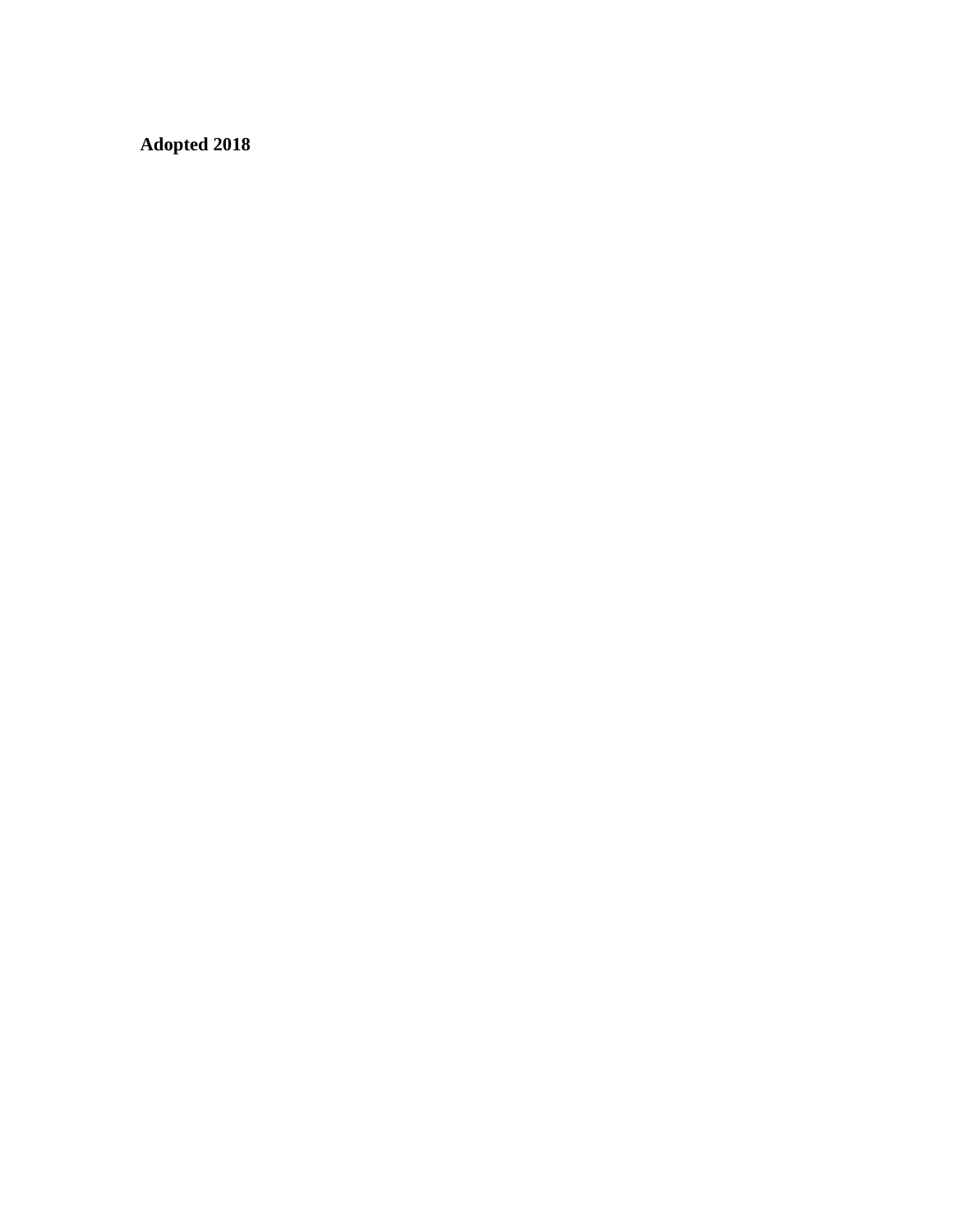**Adopted 2018**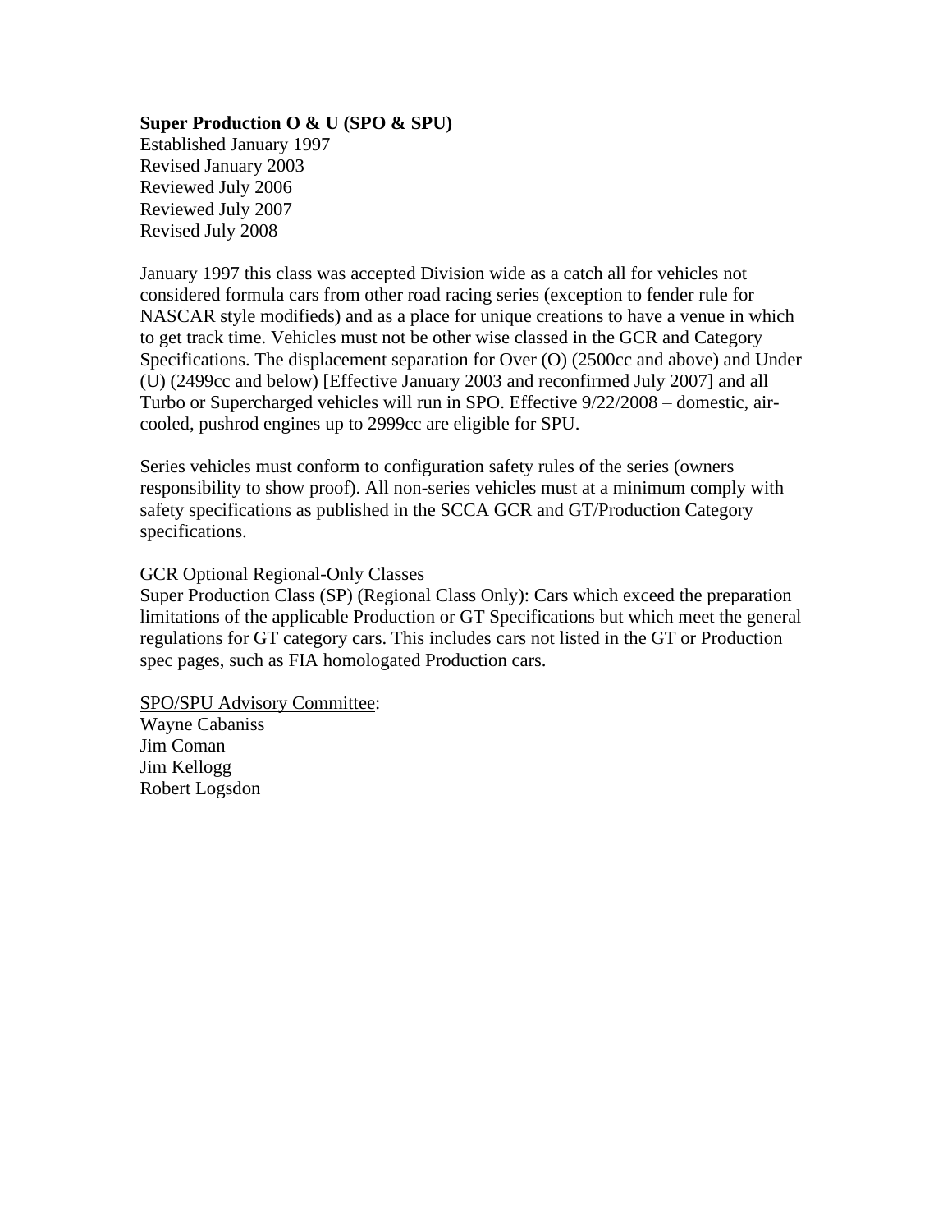**Super Production O & U (SPO & SPU)**

Established January 1997
Revised January 2003
Reviewed July 2006
Reviewed July 2007
Revised July 2008

January 1997 this class was accepted Division wide as a catch all for vehicles not considered formula cars from other road racing series (exception to fender rule for NASCAR style modifieds) and as a place for unique creations to have a venue in which to get track time. Vehicles must not be other wise classed in the GCR and Category Specifications. The displacement separation for Over (O) (2500cc and above) and Under (U) (2499cc and below) [Effective January 2003 and reconfirmed July 2007] and all Turbo or Supercharged vehicles will run in SPO. Effective 9/22/2008 – domestic, air-cooled, pushrod engines up to 2999cc are eligible for SPU.

Series vehicles must conform to configuration safety rules of the series (owners responsibility to show proof). All non-series vehicles must at a minimum comply with safety specifications as published in the SCCA GCR and GT/Production Category specifications.

GCR Optional Regional-Only Classes
Super Production Class (SP) (Regional Class Only): Cars which exceed the preparation limitations of the applicable Production or GT Specifications but which meet the general regulations for GT category cars. This includes cars not listed in the GT or Production spec pages, such as FIA homologated Production cars.

<u>SPO/SPU Advisory Committee</u>:
Wayne Cabaniss
Jim Coman
Jim Kellogg
Robert Logsdon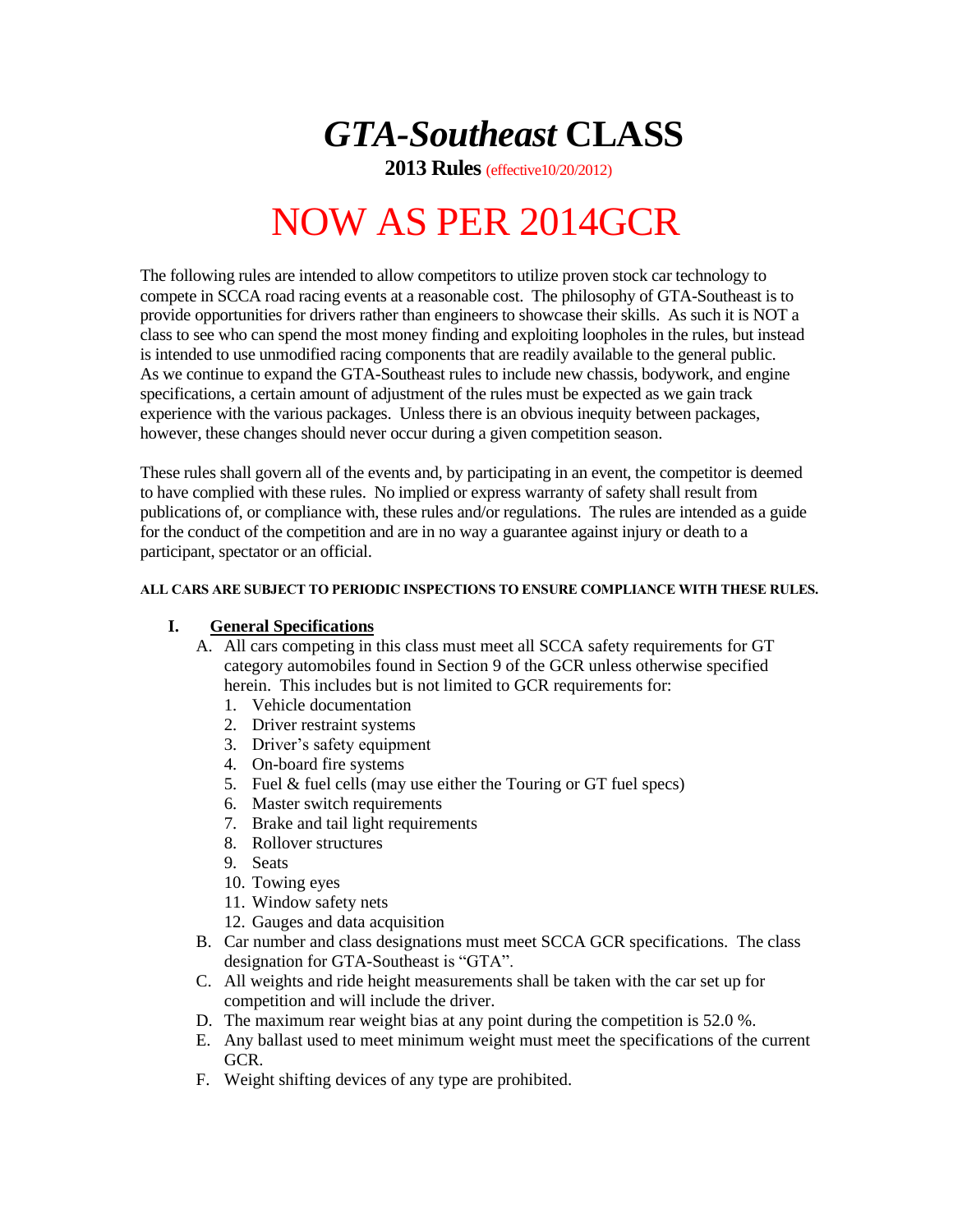# *GTA-Southeast* CLASS

**2013 Rules** (effective10/20/2012)

# NOW AS PER 2014GCR

The following rules are intended to allow competitors to utilize proven stock car technology to compete in SCCA road racing events at a reasonable cost. The philosophy of GTA-Southeast is to provide opportunities for drivers rather than engineers to showcase their skills. As such it is NOT a class to see who can spend the most money finding and exploiting loopholes in the rules, but instead is intended to use unmodified racing components that are readily available to the general public. As we continue to expand the GTA-Southeast rules to include new chassis, bodywork, and engine specifications, a certain amount of adjustment of the rules must be expected as we gain track experience with the various packages. Unless there is an obvious inequity between packages, however, these changes should never occur during a given competition season.

These rules shall govern all of the events and, by participating in an event, the competitor is deemed to have complied with these rules. No implied or express warranty of safety shall result from publications of, or compliance with, these rules and/or regulations. The rules are intended as a guide for the conduct of the competition and are in no way a guarantee against injury or death to a participant, spectator or an official.

**ALL CARS ARE SUBJECT TO PERIODIC INSPECTIONS TO ENSURE COMPLIANCE WITH THESE RULES.**

## I. General Specifications

A. All cars competing in this class must meet all SCCA safety requirements for GT category automobiles found in Section 9 of the GCR unless otherwise specified herein. This includes but is not limited to GCR requirements for:
   1. Vehicle documentation
   2. Driver restraint systems
   3. Driver's safety equipment
   4. On-board fire systems
   5. Fuel & fuel cells (may use either the Touring or GT fuel specs)
   6. Master switch requirements
   7. Brake and tail light requirements
   8. Rollover structures
   9. Seats
   10. Towing eyes
   11. Window safety nets
   12. Gauges and data acquisition

B. Car number and class designations must meet SCCA GCR specifications. The class designation for GTA-Southeast is "GTA".

C. All weights and ride height measurements shall be taken with the car set up for competition and will include the driver.

D. The maximum rear weight bias at any point during the competition is 52.0 %.

E. Any ballast used to meet minimum weight must meet the specifications of the current GCR.

F. Weight shifting devices of any type are prohibited.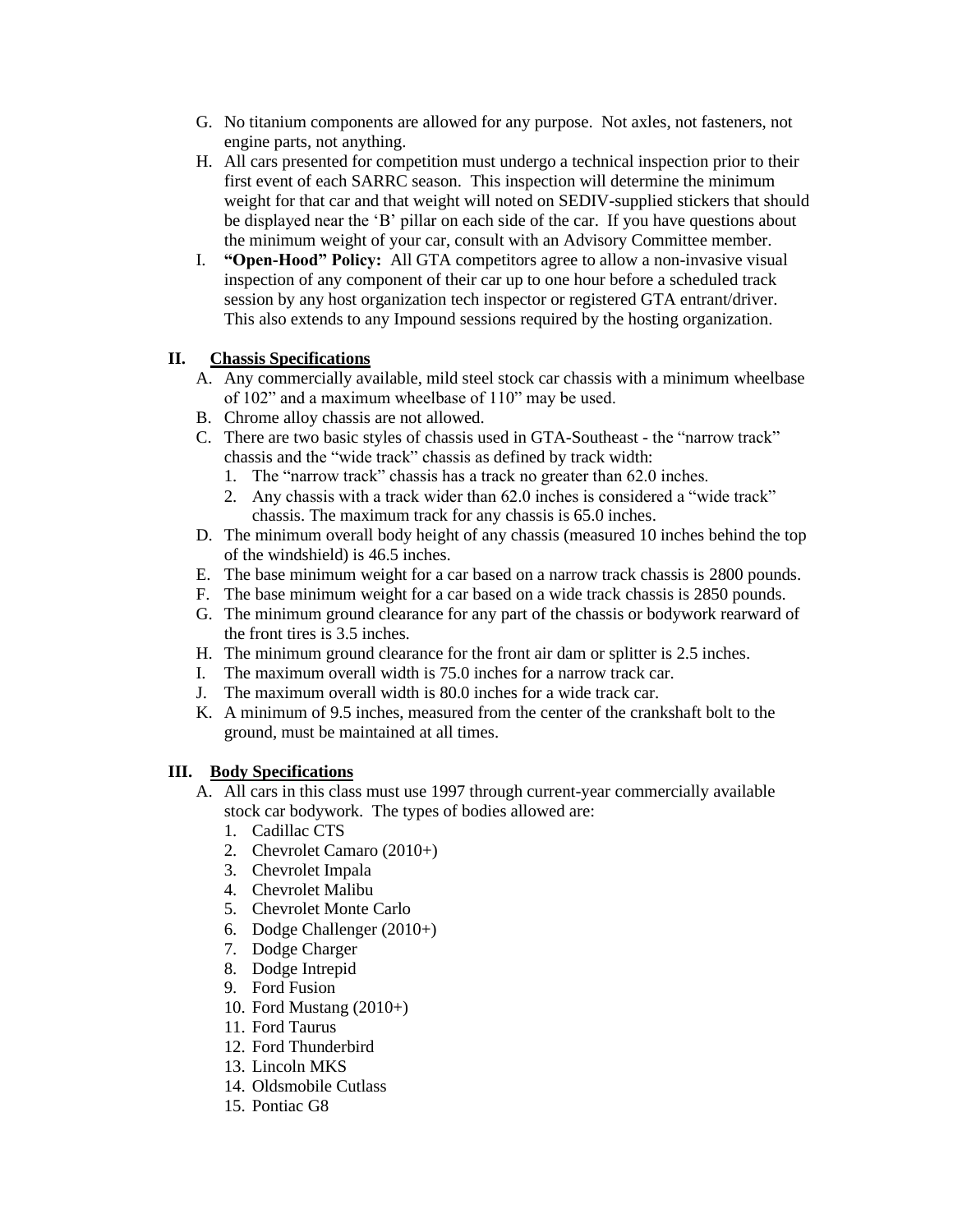G. No titanium components are allowed for any purpose. Not axles, not fasteners, not engine parts, not anything.
H. All cars presented for competition must undergo a technical inspection prior to their first event of each SARRC season. This inspection will determine the minimum weight for that car and that weight will noted on SEDIV-supplied stickers that should be displayed near the 'B' pillar on each side of the car. If you have questions about the minimum weight of your car, consult with an Advisory Committee member.
I. **"Open-Hood" Policy:** All GTA competitors agree to allow a non-invasive visual inspection of any component of their car up to one hour before a scheduled track session by any host organization tech inspector or registered GTA entrant/driver. This also extends to any Impound sessions required by the hosting organization.

## II. Chassis Specifications

A. Any commercially available, mild steel stock car chassis with a minimum wheelbase of 102" and a maximum wheelbase of 110" may be used.
B. Chrome alloy chassis are not allowed.
C. There are two basic styles of chassis used in GTA-Southeast - the "narrow track" chassis and the "wide track" chassis as defined by track width:
   1. The "narrow track" chassis has a track no greater than 62.0 inches.
   2. Any chassis with a track wider than 62.0 inches is considered a "wide track" chassis. The maximum track for any chassis is 65.0 inches.
D. The minimum overall body height of any chassis (measured 10 inches behind the top of the windshield) is 46.5 inches.
E. The base minimum weight for a car based on a narrow track chassis is 2800 pounds.
F. The base minimum weight for a car based on a wide track chassis is 2850 pounds.
G. The minimum ground clearance for any part of the chassis or bodywork rearward of the front tires is 3.5 inches.
H. The minimum ground clearance for the front air dam or splitter is 2.5 inches.
I. The maximum overall width is 75.0 inches for a narrow track car.
J. The maximum overall width is 80.0 inches for a wide track car.
K. A minimum of 9.5 inches, measured from the center of the crankshaft bolt to the ground, must be maintained at all times.

## III. Body Specifications

A. All cars in this class must use 1997 through current-year commercially available stock car bodywork. The types of bodies allowed are:
   1. Cadillac CTS
   2. Chevrolet Camaro (2010+)
   3. Chevrolet Impala
   4. Chevrolet Malibu
   5. Chevrolet Monte Carlo
   6. Dodge Challenger (2010+)
   7. Dodge Charger
   8. Dodge Intrepid
   9. Ford Fusion
   10. Ford Mustang (2010+)
   11. Ford Taurus
   12. Ford Thunderbird
   13. Lincoln MKS
   14. Oldsmobile Cutlass
   15. Pontiac G8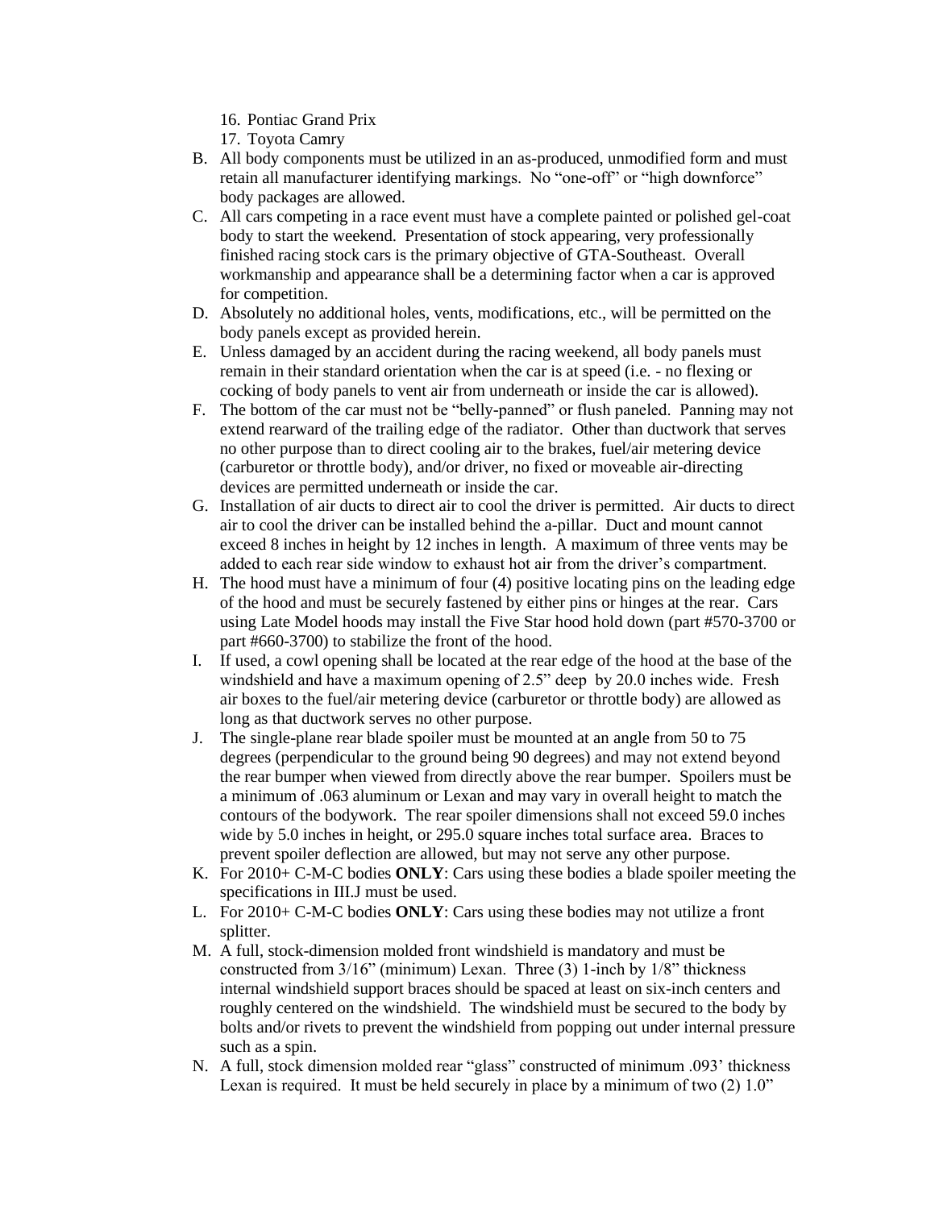16. Pontiac Grand Prix
17. Toyota Camry

B. All body components must be utilized in an as-produced, unmodified form and must retain all manufacturer identifying markings. No "one-off" or "high downforce" body packages are allowed.

C. All cars competing in a race event must have a complete painted or polished gel-coat body to start the weekend. Presentation of stock appearing, very professionally finished racing stock cars is the primary objective of GTA-Southeast. Overall workmanship and appearance shall be a determining factor when a car is approved for competition.

D. Absolutely no additional holes, vents, modifications, etc., will be permitted on the body panels except as provided herein.

E. Unless damaged by an accident during the racing weekend, all body panels must remain in their standard orientation when the car is at speed (i.e. - no flexing or cocking of body panels to vent air from underneath or inside the car is allowed).

F. The bottom of the car must not be "belly-panned" or flush paneled. Panning may not extend rearward of the trailing edge of the radiator. Other than ductwork that serves no other purpose than to direct cooling air to the brakes, fuel/air metering device (carburetor or throttle body), and/or driver, no fixed or moveable air-directing devices are permitted underneath or inside the car.

G. Installation of air ducts to direct air to cool the driver is permitted. Air ducts to direct air to cool the driver can be installed behind the a-pillar. Duct and mount cannot exceed 8 inches in height by 12 inches in length. A maximum of three vents may be added to each rear side window to exhaust hot air from the driver's compartment.

H. The hood must have a minimum of four (4) positive locating pins on the leading edge of the hood and must be securely fastened by either pins or hinges at the rear. Cars using Late Model hoods may install the Five Star hood hold down (part #570-3700 or part #660-3700) to stabilize the front of the hood.

I. If used, a cowl opening shall be located at the rear edge of the hood at the base of the windshield and have a maximum opening of 2.5" deep by 20.0 inches wide. Fresh air boxes to the fuel/air metering device (carburetor or throttle body) are allowed as long as that ductwork serves no other purpose.

J. The single-plane rear blade spoiler must be mounted at an angle from 50 to 75 degrees (perpendicular to the ground being 90 degrees) and may not extend beyond the rear bumper when viewed from directly above the rear bumper. Spoilers must be a minimum of .063 aluminum or Lexan and may vary in overall height to match the contours of the bodywork. The rear spoiler dimensions shall not exceed 59.0 inches wide by 5.0 inches in height, or 295.0 square inches total surface area. Braces to prevent spoiler deflection are allowed, but may not serve any other purpose.

K. For 2010+ C-M-C bodies **ONLY**: Cars using these bodies a blade spoiler meeting the specifications in III.J must be used.

L. For 2010+ C-M-C bodies **ONLY**: Cars using these bodies may not utilize a front splitter.

M. A full, stock-dimension molded front windshield is mandatory and must be constructed from 3/16" (minimum) Lexan. Three (3) 1-inch by 1/8" thickness internal windshield support braces should be spaced at least on six-inch centers and roughly centered on the windshield. The windshield must be secured to the body by bolts and/or rivets to prevent the windshield from popping out under internal pressure such as a spin.

N. A full, stock dimension molded rear "glass" constructed of minimum .093' thickness Lexan is required. It must be held securely in place by a minimum of two (2) 1.0"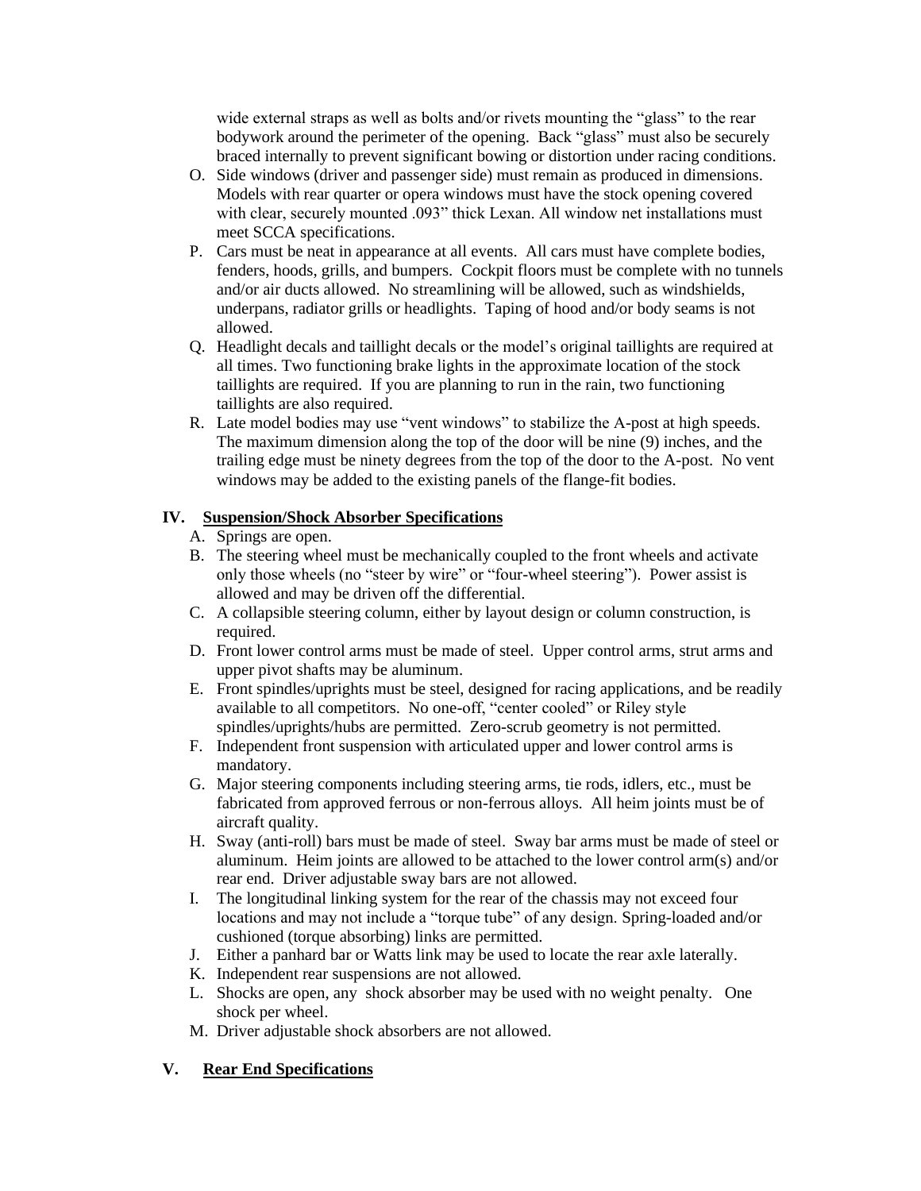wide external straps as well as bolts and/or rivets mounting the "glass" to the rear bodywork around the perimeter of the opening. Back "glass" must also be securely braced internally to prevent significant bowing or distortion under racing conditions.

O. Side windows (driver and passenger side) must remain as produced in dimensions. Models with rear quarter or opera windows must have the stock opening covered with clear, securely mounted .093" thick Lexan. All window net installations must meet SCCA specifications.

P. Cars must be neat in appearance at all events. All cars must have complete bodies, fenders, hoods, grills, and bumpers. Cockpit floors must be complete with no tunnels and/or air ducts allowed. No streamlining will be allowed, such as windshields, underpans, radiator grills or headlights. Taping of hood and/or body seams is not allowed.

Q. Headlight decals and taillight decals or the model's original taillights are required at all times. Two functioning brake lights in the approximate location of the stock taillights are required. If you are planning to run in the rain, two functioning taillights are also required.

R. Late model bodies may use "vent windows" to stabilize the A-post at high speeds. The maximum dimension along the top of the door will be nine (9) inches, and the trailing edge must be ninety degrees from the top of the door to the A-post. No vent windows may be added to the existing panels of the flange-fit bodies.

## IV. Suspension/Shock Absorber Specifications

A. Springs are open.

B. The steering wheel must be mechanically coupled to the front wheels and activate only those wheels (no "steer by wire" or "four-wheel steering"). Power assist is allowed and may be driven off the differential.

C. A collapsible steering column, either by layout design or column construction, is required.

D. Front lower control arms must be made of steel. Upper control arms, strut arms and upper pivot shafts may be aluminum.

E. Front spindles/uprights must be steel, designed for racing applications, and be readily available to all competitors. No one-off, "center cooled" or Riley style spindles/uprights/hubs are permitted. Zero-scrub geometry is not permitted.

F. Independent front suspension with articulated upper and lower control arms is mandatory.

G. Major steering components including steering arms, tie rods, idlers, etc., must be fabricated from approved ferrous or non-ferrous alloys. All heim joints must be of aircraft quality.

H. Sway (anti-roll) bars must be made of steel. Sway bar arms must be made of steel or aluminum. Heim joints are allowed to be attached to the lower control arm(s) and/or rear end. Driver adjustable sway bars are not allowed.

I. The longitudinal linking system for the rear of the chassis may not exceed four locations and may not include a "torque tube" of any design. Spring-loaded and/or cushioned (torque absorbing) links are permitted.

J. Either a panhard bar or Watts link may be used to locate the rear axle laterally.

K. Independent rear suspensions are not allowed.

L. Shocks are open, any shock absorber may be used with no weight penalty. One shock per wheel.

M. Driver adjustable shock absorbers are not allowed.

## V. Rear End Specifications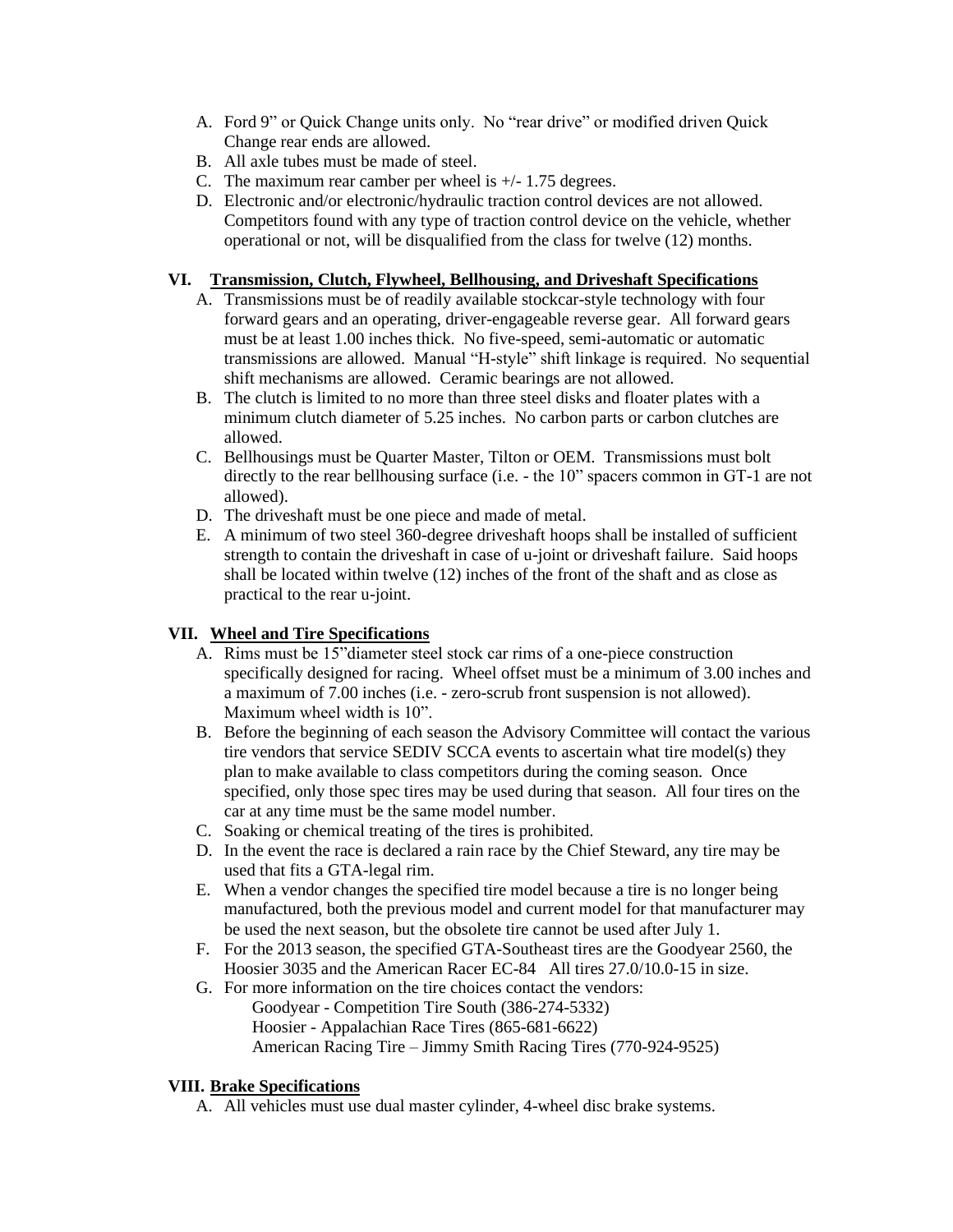A. Ford 9" or Quick Change units only. No "rear drive" or modified driven Quick Change rear ends are allowed.
B. All axle tubes must be made of steel.
C. The maximum rear camber per wheel is +/- 1.75 degrees.
D. Electronic and/or electronic/hydraulic traction control devices are not allowed. Competitors found with any type of traction control device on the vehicle, whether operational or not, will be disqualified from the class for twelve (12) months.

## VI. Transmission, Clutch, Flywheel, Bellhousing, and Driveshaft Specifications

A. Transmissions must be of readily available stockcar-style technology with four forward gears and an operating, driver-engageable reverse gear. All forward gears must be at least 1.00 inches thick. No five-speed, semi-automatic or automatic transmissions are allowed. Manual "H-style" shift linkage is required. No sequential shift mechanisms are allowed. Ceramic bearings are not allowed.
B. The clutch is limited to no more than three steel disks and floater plates with a minimum clutch diameter of 5.25 inches. No carbon parts or carbon clutches are allowed.
C. Bellhousings must be Quarter Master, Tilton or OEM. Transmissions must bolt directly to the rear bellhousing surface (i.e. - the 10" spacers common in GT-1 are not allowed).
D. The driveshaft must be one piece and made of metal.
E. A minimum of two steel 360-degree driveshaft hoops shall be installed of sufficient strength to contain the driveshaft in case of u-joint or driveshaft failure. Said hoops shall be located within twelve (12) inches of the front of the shaft and as close as practical to the rear u-joint.

## VII. Wheel and Tire Specifications

A. Rims must be 15"diameter steel stock car rims of a one-piece construction specifically designed for racing. Wheel offset must be a minimum of 3.00 inches and a maximum of 7.00 inches (i.e. - zero-scrub front suspension is not allowed). Maximum wheel width is 10".
B. Before the beginning of each season the Advisory Committee will contact the various tire vendors that service SEDIV SCCA events to ascertain what tire model(s) they plan to make available to class competitors during the coming season. Once specified, only those spec tires may be used during that season. All four tires on the car at any time must be the same model number.
C. Soaking or chemical treating of the tires is prohibited.
D. In the event the race is declared a rain race by the Chief Steward, any tire may be used that fits a GTA-legal rim.
E. When a vendor changes the specified tire model because a tire is no longer being manufactured, both the previous model and current model for that manufacturer may be used the next season, but the obsolete tire cannot be used after July 1.
F. For the 2013 season, the specified GTA-Southeast tires are the Goodyear 2560, the Hoosier 3035 and the American Racer EC-84 All tires 27.0/10.0-15 in size.
G. For more information on the tire choices contact the vendors:
   Goodyear - Competition Tire South (386-274-5332)
   Hoosier - Appalachian Race Tires (865-681-6622)
   American Racing Tire – Jimmy Smith Racing Tires (770-924-9525)

## VIII. Brake Specifications

A. All vehicles must use dual master cylinder, 4-wheel disc brake systems.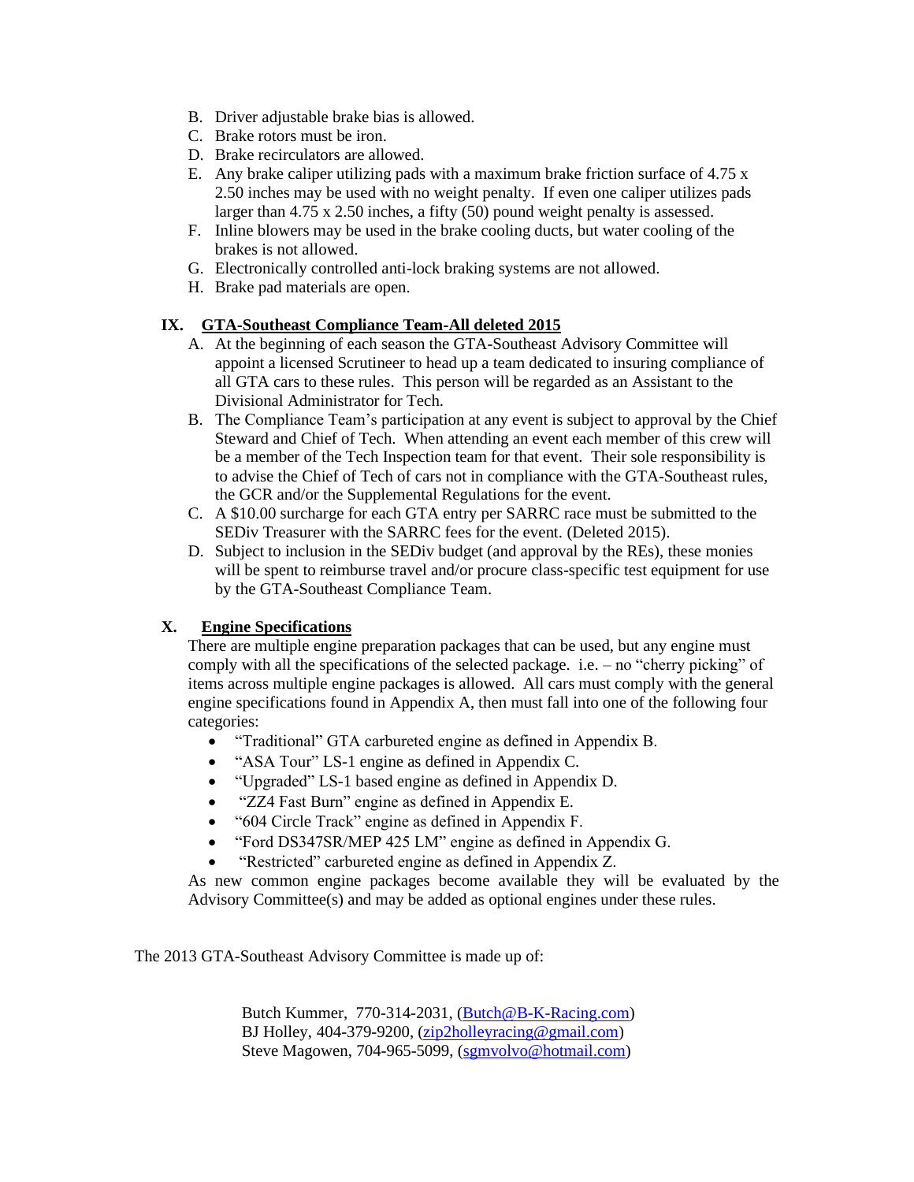B. Driver adjustable brake bias is allowed.
C. Brake rotors must be iron.
D. Brake recirculators are allowed.
E. Any brake caliper utilizing pads with a maximum brake friction surface of 4.75 x 2.50 inches may be used with no weight penalty. If even one caliper utilizes pads larger than 4.75 x 2.50 inches, a fifty (50) pound weight penalty is assessed.
F. Inline blowers may be used in the brake cooling ducts, but water cooling of the brakes is not allowed.
G. Electronically controlled anti-lock braking systems are not allowed.
H. Brake pad materials are open.

## IX. <u>GTA-Southeast Compliance Team-All deleted 2015</u>

A. At the beginning of each season the GTA-Southeast Advisory Committee will appoint a licensed Scrutineer to head up a team dedicated to insuring compliance of all GTA cars to these rules. This person will be regarded as an Assistant to the Divisional Administrator for Tech.
B. The Compliance Team's participation at any event is subject to approval by the Chief Steward and Chief of Tech. When attending an event each member of this crew will be a member of the Tech Inspection team for that event. Their sole responsibility is to advise the Chief of Tech of cars not in compliance with the GTA-Southeast rules, the GCR and/or the Supplemental Regulations for the event.
C. A $10.00 surcharge for each GTA entry per SARRC race must be submitted to the SEDiv Treasurer with the SARRC fees for the event. (Deleted 2015).
D. Subject to inclusion in the SEDiv budget (and approval by the REs), these monies will be spent to reimburse travel and/or procure class-specific test equipment for use by the GTA-Southeast Compliance Team.

## X. <u>Engine Specifications</u>

There are multiple engine preparation packages that can be used, but any engine must comply with all the specifications of the selected package. i.e. – no "cherry picking" of items across multiple engine packages is allowed. All cars must comply with the general engine specifications found in Appendix A, then must fall into one of the following four categories:

- "Traditional" GTA carbureted engine as defined in Appendix B.
- "ASA Tour" LS-1 engine as defined in Appendix C.
- "Upgraded" LS-1 based engine as defined in Appendix D.
- "ZZ4 Fast Burn" engine as defined in Appendix E.
- "604 Circle Track" engine as defined in Appendix F.
- "Ford DS347SR/MEP 425 LM" engine as defined in Appendix G.
- "Restricted" carbureted engine as defined in Appendix Z.

As new common engine packages become available they will be evaluated by the Advisory Committee(s) and may be added as optional engines under these rules.

The 2013 GTA-Southeast Advisory Committee is made up of:

Butch Kummer, 770-314-2031, (Butch@B-K-Racing.com)
BJ Holley, 404-379-9200, (zip2holleyracing@gmail.com)
Steve Magowen, 704-965-5099, (sgmvolvo@hotmail.com)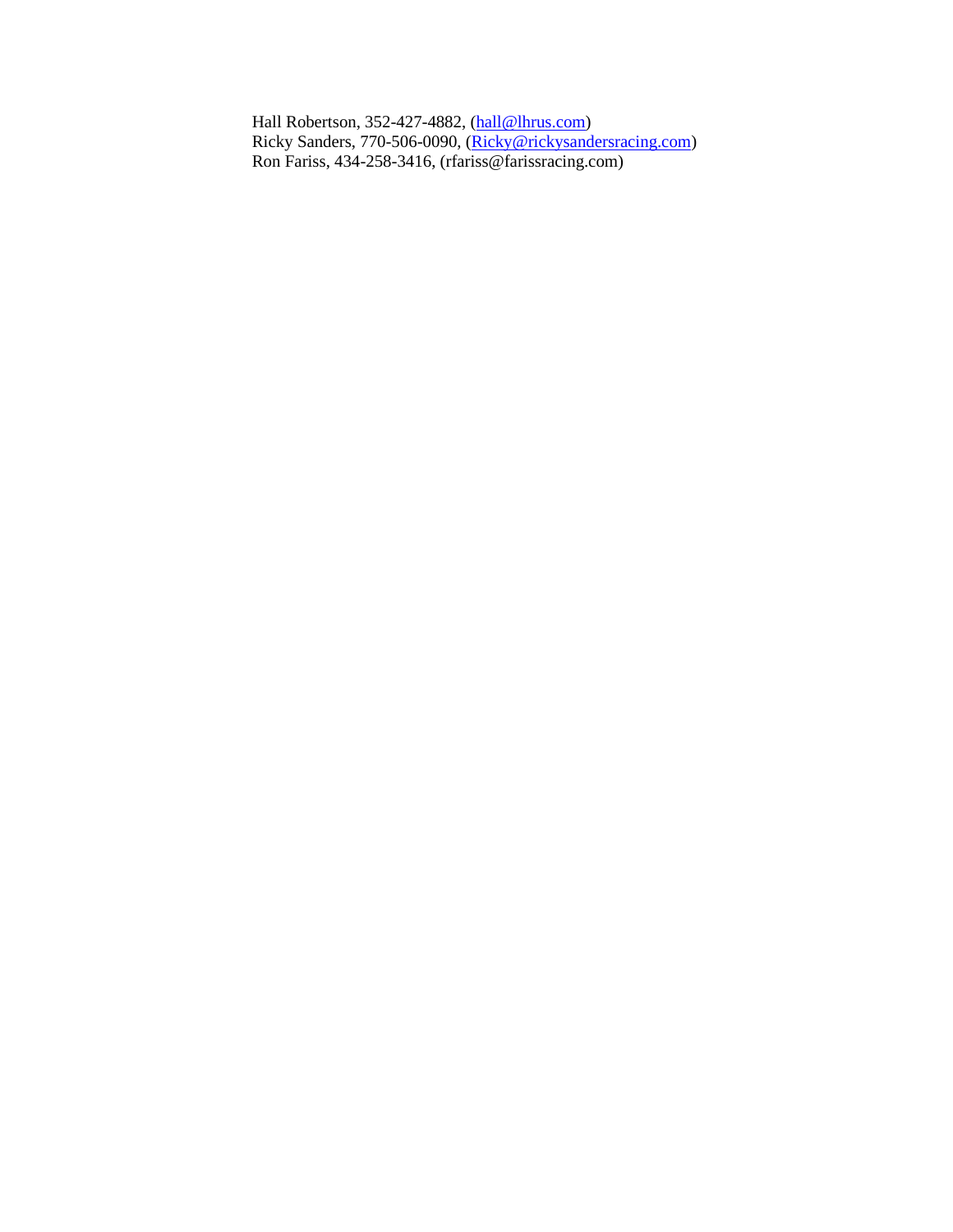Hall Robertson, 352-427-4882, (hall@lhrus.com)
Ricky Sanders, 770-506-0090, (Ricky@rickysandersracing.com)
Ron Fariss, 434-258-3416, (rfariss@farissracing.com)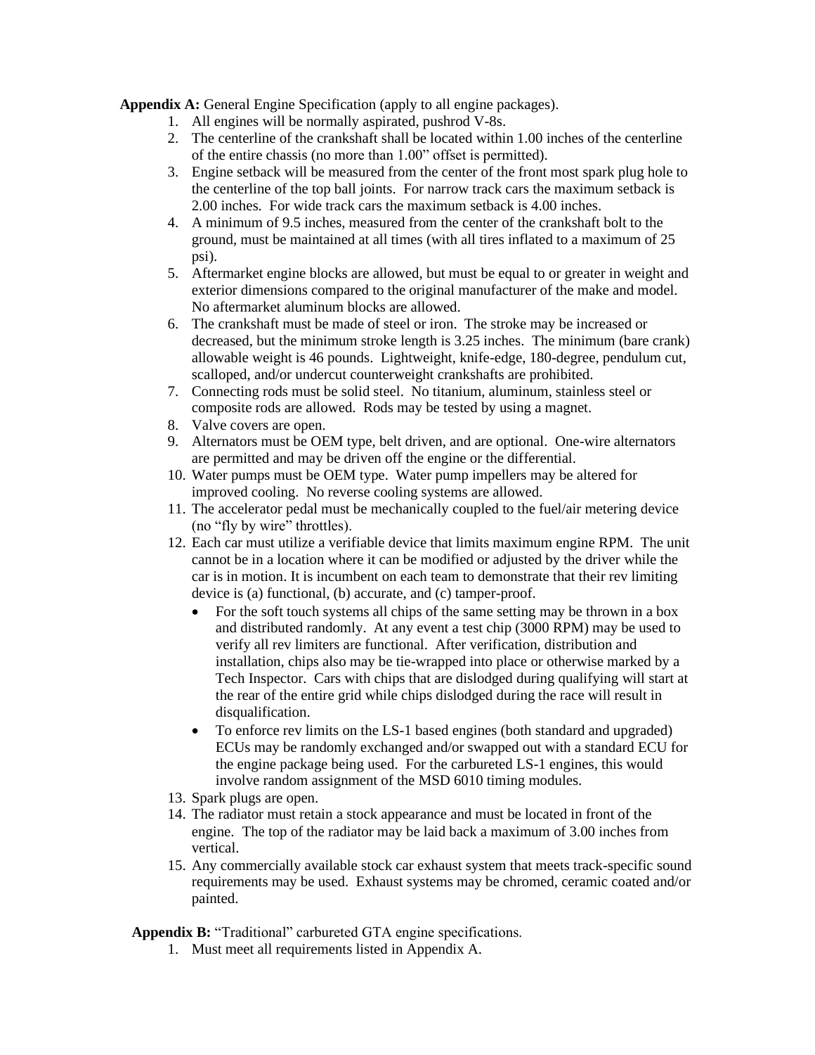**Appendix A:** General Engine Specification (apply to all engine packages).

1. All engines will be normally aspirated, pushrod V-8s.
2. The centerline of the crankshaft shall be located within 1.00 inches of the centerline of the entire chassis (no more than 1.00" offset is permitted).
3. Engine setback will be measured from the center of the front most spark plug hole to the centerline of the top ball joints. For narrow track cars the maximum setback is 2.00 inches. For wide track cars the maximum setback is 4.00 inches.
4. A minimum of 9.5 inches, measured from the center of the crankshaft bolt to the ground, must be maintained at all times (with all tires inflated to a maximum of 25 psi).
5. Aftermarket engine blocks are allowed, but must be equal to or greater in weight and exterior dimensions compared to the original manufacturer of the make and model. No aftermarket aluminum blocks are allowed.
6. The crankshaft must be made of steel or iron. The stroke may be increased or decreased, but the minimum stroke length is 3.25 inches. The minimum (bare crank) allowable weight is 46 pounds. Lightweight, knife-edge, 180-degree, pendulum cut, scalloped, and/or undercut counterweight crankshafts are prohibited.
7. Connecting rods must be solid steel. No titanium, aluminum, stainless steel or composite rods are allowed. Rods may be tested by using a magnet.
8. Valve covers are open.
9. Alternators must be OEM type, belt driven, and are optional. One-wire alternators are permitted and may be driven off the engine or the differential.
10. Water pumps must be OEM type. Water pump impellers may be altered for improved cooling. No reverse cooling systems are allowed.
11. The accelerator pedal must be mechanically coupled to the fuel/air metering device (no "fly by wire" throttles).
12. Each car must utilize a verifiable device that limits maximum engine RPM. The unit cannot be in a location where it can be modified or adjusted by the driver while the car is in motion. It is incumbent on each team to demonstrate that their rev limiting device is (a) functional, (b) accurate, and (c) tamper-proof.
    - For the soft touch systems all chips of the same setting may be thrown in a box and distributed randomly. At any event a test chip (3000 RPM) may be used to verify all rev limiters are functional. After verification, distribution and installation, chips also may be tie-wrapped into place or otherwise marked by a Tech Inspector. Cars with chips that are dislodged during qualifying will start at the rear of the entire grid while chips dislodged during the race will result in disqualification.
    - To enforce rev limits on the LS-1 based engines (both standard and upgraded) ECUs may be randomly exchanged and/or swapped out with a standard ECU for the engine package being used. For the carbureted LS-1 engines, this would involve random assignment of the MSD 6010 timing modules.
13. Spark plugs are open.
14. The radiator must retain a stock appearance and must be located in front of the engine. The top of the radiator may be laid back a maximum of 3.00 inches from vertical.
15. Any commercially available stock car exhaust system that meets track-specific sound requirements may be used. Exhaust systems may be chromed, ceramic coated and/or painted.

**Appendix B:** "Traditional" carbureted GTA engine specifications.

1. Must meet all requirements listed in Appendix A.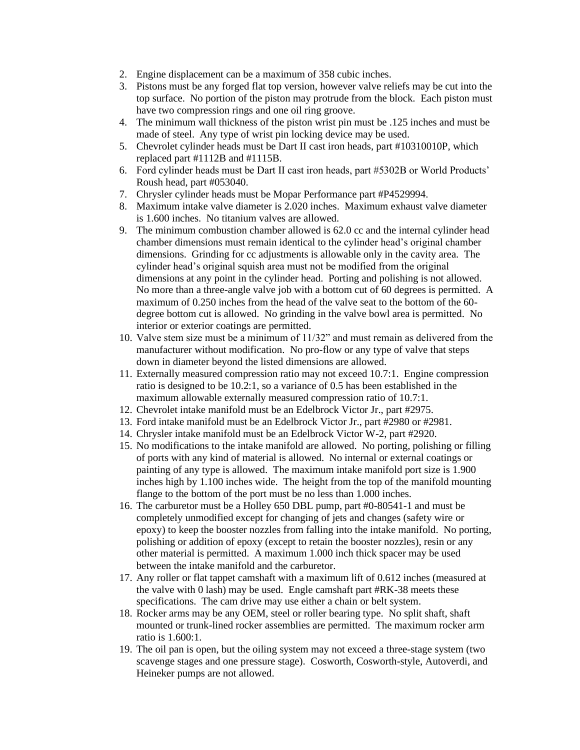2. Engine displacement can be a maximum of 358 cubic inches.
3. Pistons must be any forged flat top version, however valve reliefs may be cut into the top surface. No portion of the piston may protrude from the block. Each piston must have two compression rings and one oil ring groove.
4. The minimum wall thickness of the piston wrist pin must be .125 inches and must be made of steel. Any type of wrist pin locking device may be used.
5. Chevrolet cylinder heads must be Dart II cast iron heads, part #10310010P, which replaced part #1112B and #1115B.
6. Ford cylinder heads must be Dart II cast iron heads, part #5302B or World Products' Roush head, part #053040.
7. Chrysler cylinder heads must be Mopar Performance part #P4529994.
8. Maximum intake valve diameter is 2.020 inches. Maximum exhaust valve diameter is 1.600 inches. No titanium valves are allowed.
9. The minimum combustion chamber allowed is 62.0 cc and the internal cylinder head chamber dimensions must remain identical to the cylinder head's original chamber dimensions. Grinding for cc adjustments is allowable only in the cavity area. The cylinder head's original squish area must not be modified from the original dimensions at any point in the cylinder head. Porting and polishing is not allowed. No more than a three-angle valve job with a bottom cut of 60 degrees is permitted. A maximum of 0.250 inches from the head of the valve seat to the bottom of the 60-degree bottom cut is allowed. No grinding in the valve bowl area is permitted. No interior or exterior coatings are permitted.
10. Valve stem size must be a minimum of 11/32" and must remain as delivered from the manufacturer without modification. No pro-flow or any type of valve that steps down in diameter beyond the listed dimensions are allowed.
11. Externally measured compression ratio may not exceed 10.7:1. Engine compression ratio is designed to be 10.2:1, so a variance of 0.5 has been established in the maximum allowable externally measured compression ratio of 10.7:1.
12. Chevrolet intake manifold must be an Edelbrock Victor Jr., part #2975.
13. Ford intake manifold must be an Edelbrock Victor Jr., part #2980 or #2981.
14. Chrysler intake manifold must be an Edelbrock Victor W-2, part #2920.
15. No modifications to the intake manifold are allowed. No porting, polishing or filling of ports with any kind of material is allowed. No internal or external coatings or painting of any type is allowed. The maximum intake manifold port size is 1.900 inches high by 1.100 inches wide. The height from the top of the manifold mounting flange to the bottom of the port must be no less than 1.000 inches.
16. The carburetor must be a Holley 650 DBL pump, part #0-80541-1 and must be completely unmodified except for changing of jets and changes (safety wire or epoxy) to keep the booster nozzles from falling into the intake manifold. No porting, polishing or addition of epoxy (except to retain the booster nozzles), resin or any other material is permitted. A maximum 1.000 inch thick spacer may be used between the intake manifold and the carburetor.
17. Any roller or flat tappet camshaft with a maximum lift of 0.612 inches (measured at the valve with 0 lash) may be used. Engle camshaft part #RK-38 meets these specifications. The cam drive may use either a chain or belt system.
18. Rocker arms may be any OEM, steel or roller bearing type. No split shaft, shaft mounted or trunk-lined rocker assemblies are permitted. The maximum rocker arm ratio is 1.600:1.
19. The oil pan is open, but the oiling system may not exceed a three-stage system (two scavenge stages and one pressure stage). Cosworth, Cosworth-style, Autoverdi, and Heineker pumps are not allowed.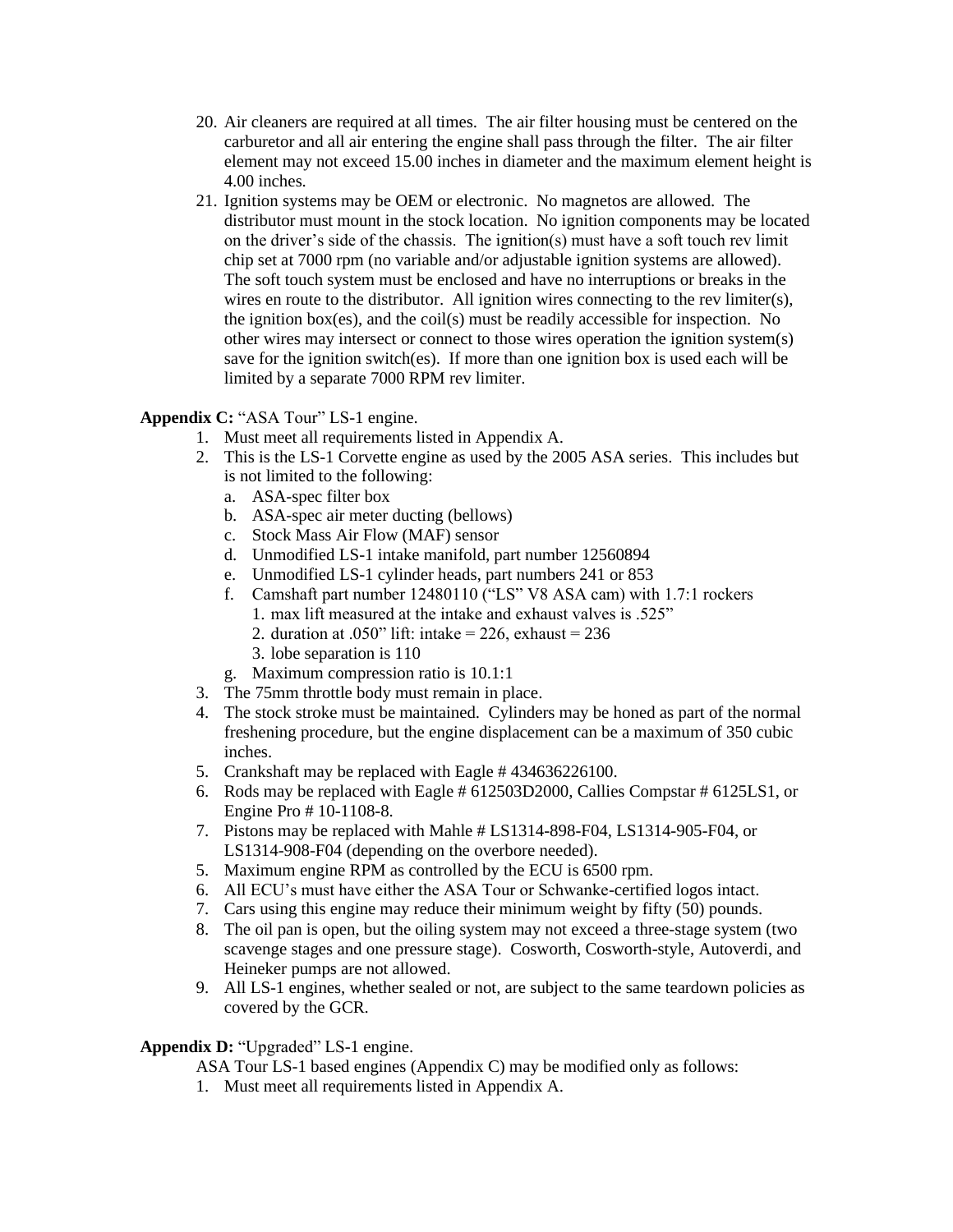20. Air cleaners are required at all times. The air filter housing must be centered on the carburetor and all air entering the engine shall pass through the filter. The air filter element may not exceed 15.00 inches in diameter and the maximum element height is 4.00 inches.
21. Ignition systems may be OEM or electronic. No magnetos are allowed. The distributor must mount in the stock location. No ignition components may be located on the driver's side of the chassis. The ignition(s) must have a soft touch rev limit chip set at 7000 rpm (no variable and/or adjustable ignition systems are allowed). The soft touch system must be enclosed and have no interruptions or breaks in the wires en route to the distributor. All ignition wires connecting to the rev limiter(s), the ignition box(es), and the coil(s) must be readily accessible for inspection. No other wires may intersect or connect to those wires operation the ignition system(s) save for the ignition switch(es). If more than one ignition box is used each will be limited by a separate 7000 RPM rev limiter.

**Appendix C:** "ASA Tour" LS-1 engine.

1. Must meet all requirements listed in Appendix A.
2. This is the LS-1 Corvette engine as used by the 2005 ASA series. This includes but is not limited to the following:
   a. ASA-spec filter box
   b. ASA-spec air meter ducting (bellows)
   c. Stock Mass Air Flow (MAF) sensor
   d. Unmodified LS-1 intake manifold, part number 12560894
   e. Unmodified LS-1 cylinder heads, part numbers 241 or 853
   f. Camshaft part number 12480110 ("LS" V8 ASA cam) with 1.7:1 rockers
      1. max lift measured at the intake and exhaust valves is .525"
      2. duration at .050" lift: intake = 226, exhaust = 236
      3. lobe separation is 110
   g. Maximum compression ratio is 10.1:1
3. The 75mm throttle body must remain in place.
4. The stock stroke must be maintained. Cylinders may be honed as part of the normal freshening procedure, but the engine displacement can be a maximum of 350 cubic inches.
5. Crankshaft may be replaced with Eagle # 434636226100.
6. Rods may be replaced with Eagle # 612503D2000, Callies Compstar # 6125LS1, or Engine Pro # 10-1108-8.
7. Pistons may be replaced with Mahle # LS1314-898-F04, LS1314-905-F04, or LS1314-908-F04 (depending on the overbore needed).
5. Maximum engine RPM as controlled by the ECU is 6500 rpm.
6. All ECU's must have either the ASA Tour or Schwanke-certified logos intact.
7. Cars using this engine may reduce their minimum weight by fifty (50) pounds.
8. The oil pan is open, but the oiling system may not exceed a three-stage system (two scavenge stages and one pressure stage). Cosworth, Cosworth-style, Autoverdi, and Heineker pumps are not allowed.
9. All LS-1 engines, whether sealed or not, are subject to the same teardown policies as covered by the GCR.

**Appendix D:** "Upgraded" LS-1 engine.

ASA Tour LS-1 based engines (Appendix C) may be modified only as follows:

1. Must meet all requirements listed in Appendix A.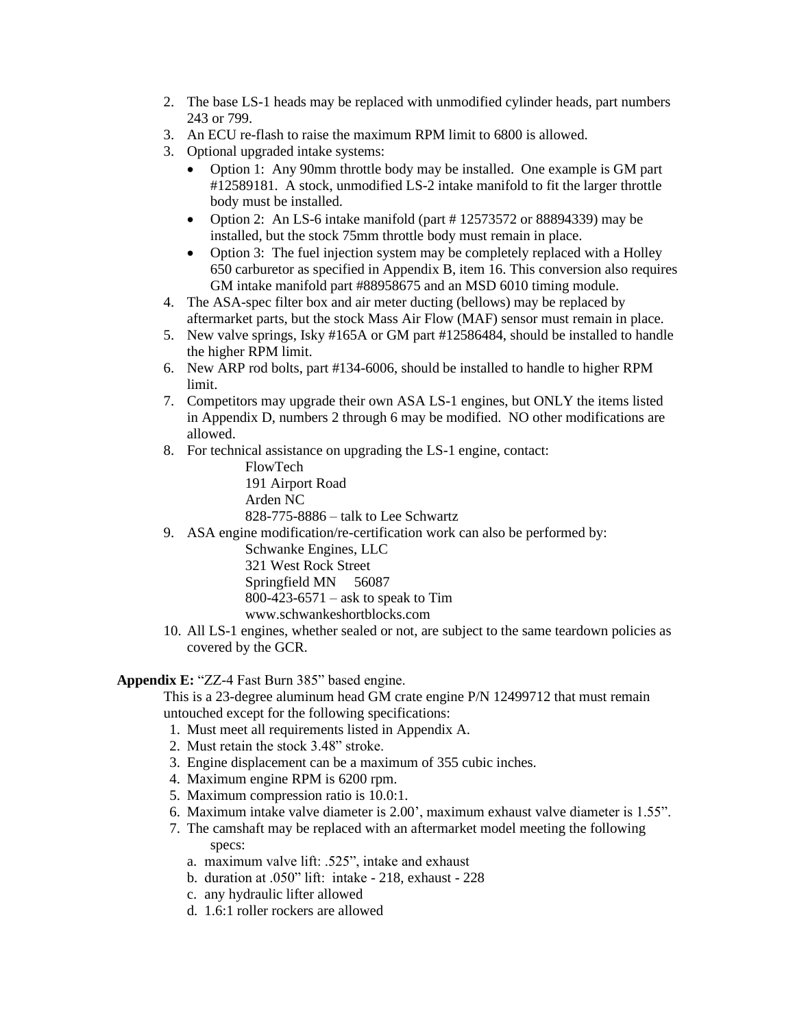2. The base LS-1 heads may be replaced with unmodified cylinder heads, part numbers 243 or 799.
3. An ECU re-flash to raise the maximum RPM limit to 6800 is allowed.
3. Optional upgraded intake systems:
   - Option 1: Any 90mm throttle body may be installed. One example is GM part #12589181. A stock, unmodified LS-2 intake manifold to fit the larger throttle body must be installed.
   - Option 2: An LS-6 intake manifold (part # 12573572 or 88894339) may be installed, but the stock 75mm throttle body must remain in place.
   - Option 3: The fuel injection system may be completely replaced with a Holley 650 carburetor as specified in Appendix B, item 16. This conversion also requires GM intake manifold part #88958675 and an MSD 6010 timing module.
4. The ASA-spec filter box and air meter ducting (bellows) may be replaced by aftermarket parts, but the stock Mass Air Flow (MAF) sensor must remain in place.
5. New valve springs, Isky #165A or GM part #12586484, should be installed to handle the higher RPM limit.
6. New ARP rod bolts, part #134-6006, should be installed to handle to higher RPM limit.
7. Competitors may upgrade their own ASA LS-1 engines, but ONLY the items listed in Appendix D, numbers 2 through 6 may be modified. NO other modifications are allowed.
8. For technical assistance on upgrading the LS-1 engine, contact:

   FlowTech
   191 Airport Road
   Arden NC
   828-775-8886 – talk to Lee Schwartz

9. ASA engine modification/re-certification work can also be performed by:

   Schwanke Engines, LLC
   321 West Rock Street
   Springfield MN 56087
   800-423-6571 – ask to speak to Tim
   www.schwankeshortblocks.com

10. All LS-1 engines, whether sealed or not, are subject to the same teardown policies as covered by the GCR.

**Appendix E:** "ZZ-4 Fast Burn 385" based engine.

This is a 23-degree aluminum head GM crate engine P/N 12499712 that must remain untouched except for the following specifications:

1. Must meet all requirements listed in Appendix A.
2. Must retain the stock 3.48" stroke.
3. Engine displacement can be a maximum of 355 cubic inches.
4. Maximum engine RPM is 6200 rpm.
5. Maximum compression ratio is 10.0:1.
6. Maximum intake valve diameter is 2.00', maximum exhaust valve diameter is 1.55".
7. The camshaft may be replaced with an aftermarket model meeting the following specs:
   a. maximum valve lift: .525", intake and exhaust
   b. duration at .050" lift: intake - 218, exhaust - 228
   c. any hydraulic lifter allowed
   d. 1.6:1 roller rockers are allowed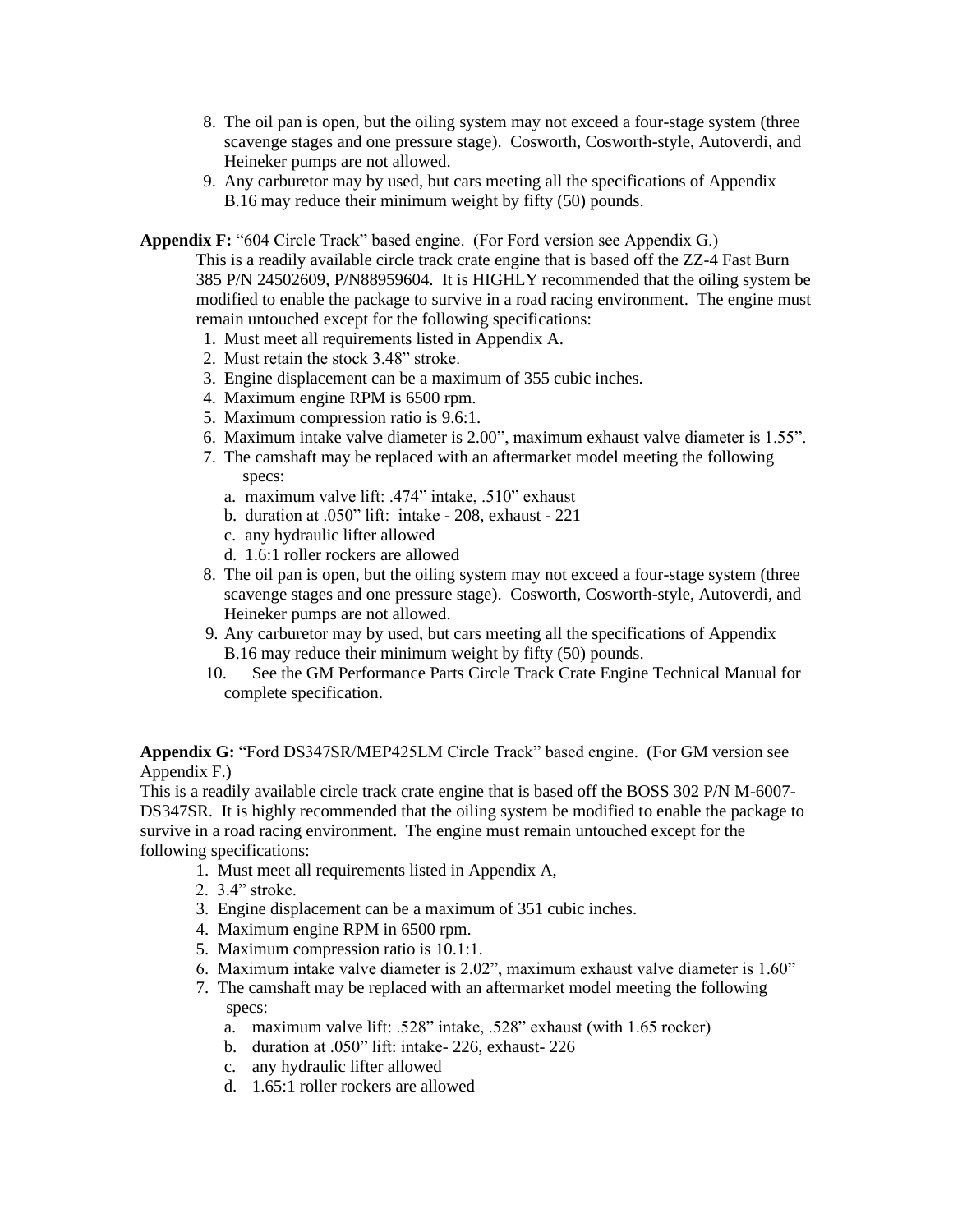8. The oil pan is open, but the oiling system may not exceed a four-stage system (three scavenge stages and one pressure stage). Cosworth, Cosworth-style, Autoverdi, and Heineker pumps are not allowed.
9. Any carburetor may by used, but cars meeting all the specifications of Appendix B.16 may reduce their minimum weight by fifty (50) pounds.

**Appendix F:** "604 Circle Track" based engine. (For Ford version see Appendix G.)

This is a readily available circle track crate engine that is based off the ZZ-4 Fast Burn 385 P/N 24502609, P/N88959604. It is HIGHLY recommended that the oiling system be modified to enable the package to survive in a road racing environment. The engine must remain untouched except for the following specifications:

1. Must meet all requirements listed in Appendix A.
2. Must retain the stock 3.48" stroke.
3. Engine displacement can be a maximum of 355 cubic inches.
4. Maximum engine RPM is 6500 rpm.
5. Maximum compression ratio is 9.6:1.
6. Maximum intake valve diameter is 2.00", maximum exhaust valve diameter is 1.55".
7. The camshaft may be replaced with an aftermarket model meeting the following specs:
   a. maximum valve lift: .474" intake, .510" exhaust
   b. duration at .050" lift: intake - 208, exhaust - 221
   c. any hydraulic lifter allowed
   d. 1.6:1 roller rockers are allowed
8. The oil pan is open, but the oiling system may not exceed a four-stage system (three scavenge stages and one pressure stage). Cosworth, Cosworth-style, Autoverdi, and Heineker pumps are not allowed.
9. Any carburetor may by used, but cars meeting all the specifications of Appendix B.16 may reduce their minimum weight by fifty (50) pounds.
10. See the GM Performance Parts Circle Track Crate Engine Technical Manual for complete specification.

**Appendix G:** "Ford DS347SR/MEP425LM Circle Track" based engine. (For GM version see Appendix F.)

This is a readily available circle track crate engine that is based off the BOSS 302 P/N M-6007-DS347SR. It is highly recommended that the oiling system be modified to enable the package to survive in a road racing environment. The engine must remain untouched except for the following specifications:

1. Must meet all requirements listed in Appendix A,
2. 3.4" stroke.
3. Engine displacement can be a maximum of 351 cubic inches.
4. Maximum engine RPM in 6500 rpm.
5. Maximum compression ratio is 10.1:1.
6. Maximum intake valve diameter is 2.02", maximum exhaust valve diameter is 1.60"
7. The camshaft may be replaced with an aftermarket model meeting the following specs:
   a. maximum valve lift: .528" intake, .528" exhaust (with 1.65 rocker)
   b. duration at .050" lift: intake- 226, exhaust- 226
   c. any hydraulic lifter allowed
   d. 1.65:1 roller rockers are allowed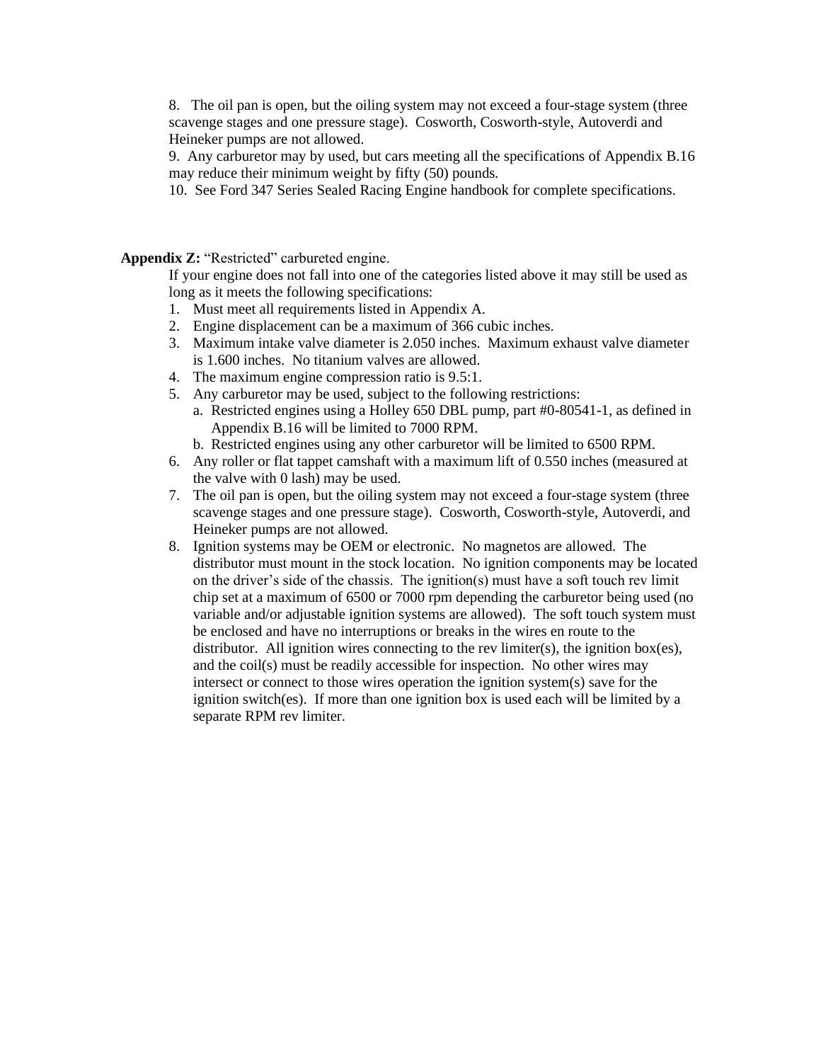8. The oil pan is open, but the oiling system may not exceed a four-stage system (three scavenge stages and one pressure stage). Cosworth, Cosworth-style, Autoverdi and Heineker pumps are not allowed.

9. Any carburetor may by used, but cars meeting all the specifications of Appendix B.16 may reduce their minimum weight by fifty (50) pounds.

10. See Ford 347 Series Sealed Racing Engine handbook for complete specifications.

**Appendix Z:** "Restricted" carbureted engine.

If your engine does not fall into one of the categories listed above it may still be used as long as it meets the following specifications:

1. Must meet all requirements listed in Appendix A.
2. Engine displacement can be a maximum of 366 cubic inches.
3. Maximum intake valve diameter is 2.050 inches. Maximum exhaust valve diameter is 1.600 inches. No titanium valves are allowed.
4. The maximum engine compression ratio is 9.5:1.
5. Any carburetor may be used, subject to the following restrictions:
   a. Restricted engines using a Holley 650 DBL pump, part #0-80541-1, as defined in Appendix B.16 will be limited to 7000 RPM.
   b. Restricted engines using any other carburetor will be limited to 6500 RPM.
6. Any roller or flat tappet camshaft with a maximum lift of 0.550 inches (measured at the valve with 0 lash) may be used.
7. The oil pan is open, but the oiling system may not exceed a four-stage system (three scavenge stages and one pressure stage). Cosworth, Cosworth-style, Autoverdi, and Heineker pumps are not allowed.
8. Ignition systems may be OEM or electronic. No magnetos are allowed. The distributor must mount in the stock location. No ignition components may be located on the driver's side of the chassis. The ignition(s) must have a soft touch rev limit chip set at a maximum of 6500 or 7000 rpm depending the carburetor being used (no variable and/or adjustable ignition systems are allowed). The soft touch system must be enclosed and have no interruptions or breaks in the wires en route to the distributor. All ignition wires connecting to the rev limiter(s), the ignition box(es), and the coil(s) must be readily accessible for inspection. No other wires may intersect or connect to those wires operation the ignition system(s) save for the ignition switch(es). If more than one ignition box is used each will be limited by a separate RPM rev limiter.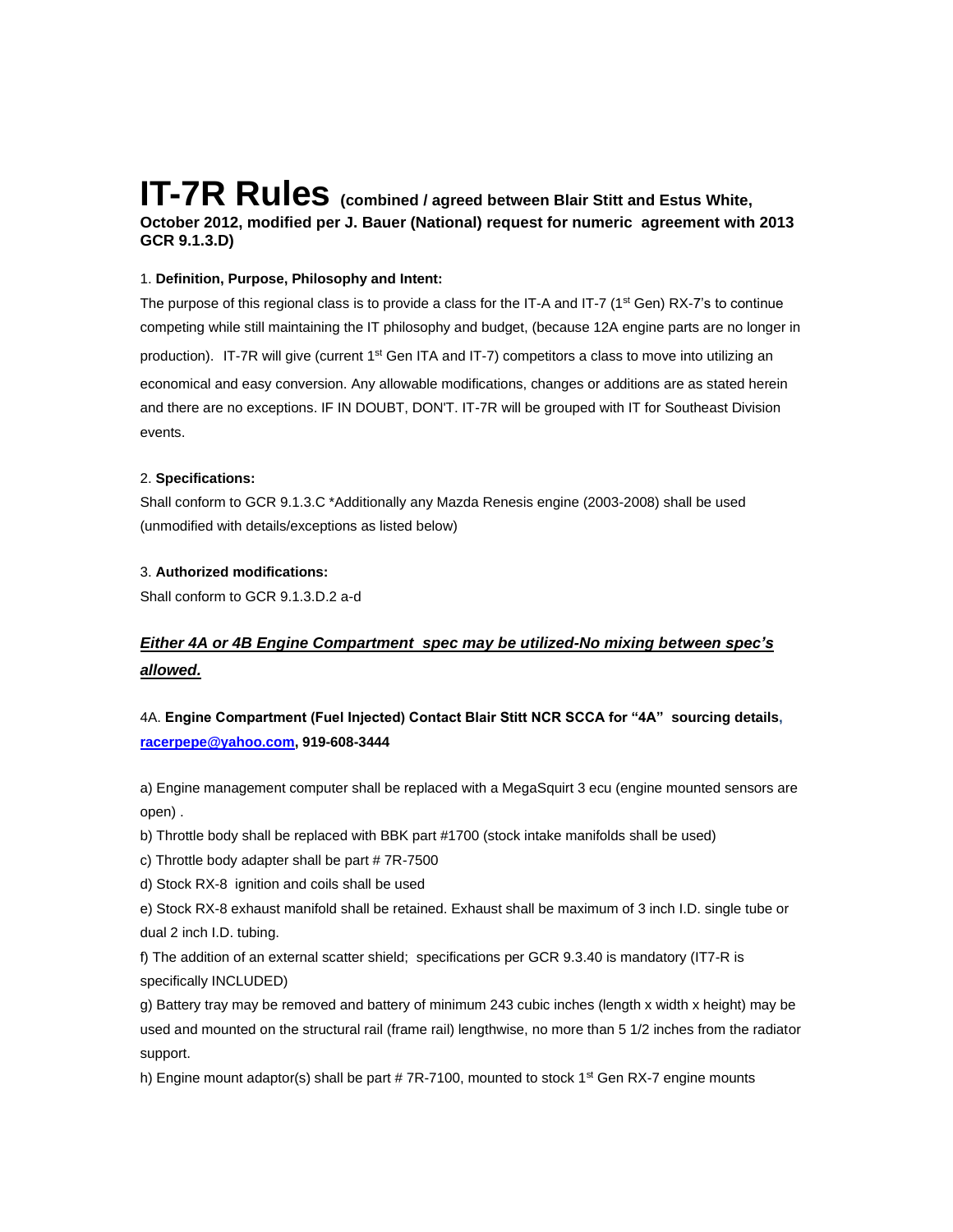# IT-7R Rules (combined / agreed between Blair Stitt and Estus White, October 2012, modified per J. Bauer (National) request for numeric agreement with 2013 GCR 9.1.3.D)

1. **Definition, Purpose, Philosophy and Intent:**

The purpose of this regional class is to provide a class for the IT-A and IT-7 (1st Gen) RX-7's to continue competing while still maintaining the IT philosophy and budget, (because 12A engine parts are no longer in production). IT-7R will give (current 1st Gen ITA and IT-7) competitors a class to move into utilizing an economical and easy conversion. Any allowable modifications, changes or additions are as stated herein and there are no exceptions. IF IN DOUBT, DON'T. IT-7R will be grouped with IT for Southeast Division events.

2. **Specifications:**

Shall conform to GCR 9.1.3.C *Additionally any Mazda Renesis engine (2003-2008) shall be used (unmodified with details/exceptions as listed below)

3. **Authorized modifications:**

Shall conform to GCR 9.1.3.D.2 a-d

***Either 4A or 4B Engine Compartment spec may be utilized-No mixing between spec's allowed.***

4A. **Engine Compartment (Fuel Injected) Contact Blair Stitt NCR SCCA for "4A" sourcing details, racerpepe@yahoo.com, 919-608-3444**

a) Engine management computer shall be replaced with a MegaSquirt 3 ecu (engine mounted sensors are open) .

b) Throttle body shall be replaced with BBK part #1700 (stock intake manifolds shall be used)

c) Throttle body adapter shall be part # 7R-7500

d) Stock RX-8 ignition and coils shall be used

e) Stock RX-8 exhaust manifold shall be retained. Exhaust shall be maximum of 3 inch I.D. single tube or dual 2 inch I.D. tubing.

f) The addition of an external scatter shield; specifications per GCR 9.3.40 is mandatory (IT7-R is specifically INCLUDED)

g) Battery tray may be removed and battery of minimum 243 cubic inches (length x width x height) may be used and mounted on the structural rail (frame rail) lengthwise, no more than 5 1/2 inches from the radiator support.

h) Engine mount adaptor(s) shall be part # 7R-7100, mounted to stock 1st Gen RX-7 engine mounts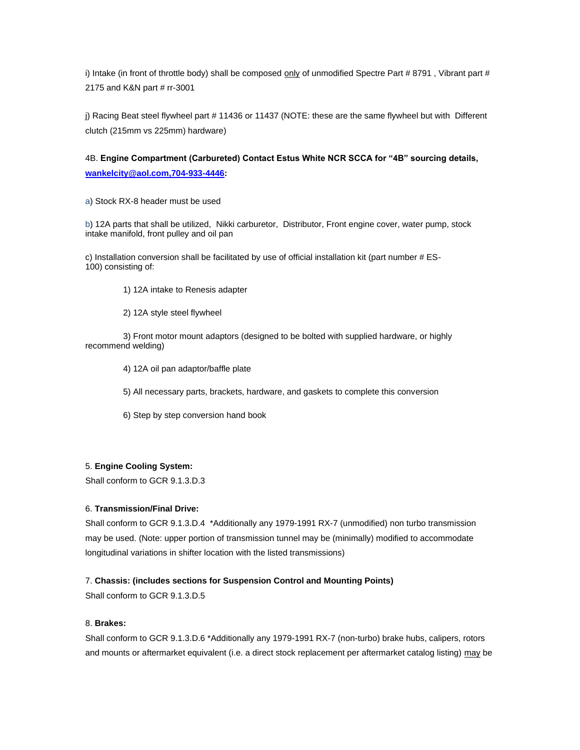i) Intake (in front of throttle body) shall be composed only of unmodified Spectre Part # 8791 , Vibrant part # 2175 and K&N part # rr-3001

j) Racing Beat steel flywheel part # 11436 or 11437 (NOTE: these are the same flywheel but with Different clutch (215mm vs 225mm) hardware)

4B. **Engine Compartment (Carbureted) Contact Estus White NCR SCCA for "4B" sourcing details, wankelcity@aol.com,704-933-4446:**

a) Stock RX-8 header must be used

b) 12A parts that shall be utilized, Nikki carburetor, Distributor, Front engine cover, water pump, stock intake manifold, front pulley and oil pan

c) Installation conversion shall be facilitated by use of official installation kit (part number # ES-100) consisting of:

1) 12A intake to Renesis adapter

2) 12A style steel flywheel

3) Front motor mount adaptors (designed to be bolted with supplied hardware, or highly recommend welding)

4) 12A oil pan adaptor/baffle plate

5) All necessary parts, brackets, hardware, and gaskets to complete this conversion

6) Step by step conversion hand book

5. **Engine Cooling System:**

Shall conform to GCR 9.1.3.D.3

6. **Transmission/Final Drive:**

Shall conform to GCR 9.1.3.D.4 *Additionally any 1979-1991 RX-7 (unmodified) non turbo transmission may be used. (Note: upper portion of transmission tunnel may be (minimally) modified to accommodate longitudinal variations in shifter location with the listed transmissions)

7. **Chassis: (includes sections for Suspension Control and Mounting Points)**

Shall conform to GCR 9.1.3.D.5

8. **Brakes:**

Shall conform to GCR 9.1.3.D.6 *Additionally any 1979-1991 RX-7 (non-turbo) brake hubs, calipers, rotors and mounts or aftermarket equivalent (i.e. a direct stock replacement per aftermarket catalog listing) may be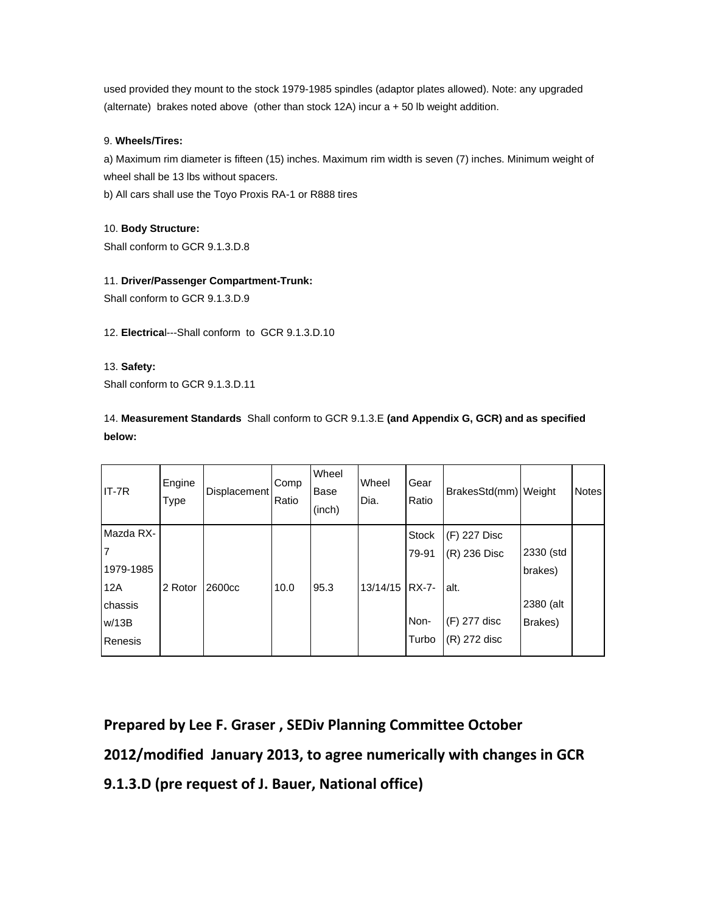used provided they mount to the stock 1979-1985 spindles (adaptor plates allowed). Note: any upgraded (alternate) brakes noted above (other than stock 12A) incur a + 50 lb weight addition.

9. **Wheels/Tires:**

a) Maximum rim diameter is fifteen (15) inches. Maximum rim width is seven (7) inches. Minimum weight of wheel shall be 13 lbs without spacers.

b) All cars shall use the Toyo Proxis RA-1 or R888 tires

10. **Body Structure:**

Shall conform to GCR 9.1.3.D.8

11. **Driver/Passenger Compartment-Trunk:**

Shall conform to GCR 9.1.3.D.9

12. **Electrica**l---Shall conform to GCR 9.1.3.D.10

13. **Safety:**

Shall conform to GCR 9.1.3.D.11

14. **Measurement Standards** Shall conform to GCR 9.1.3.E **(and Appendix G, GCR) and as specified below:**

| IT-7R | Engine Type | Displacement | Comp Ratio | Wheel Base (inch) | Wheel Dia. | Gear Ratio | BrakesStd(mm) | Weight | Notes |
|---|---|---|---|---|---|---|---|---|---|
| Mazda RX-7 1979-1985 12A chassis w/13B Renesis | 2 Rotor | 2600cc | 10.0 | 95.3 | 13/14/15 | Stock 79-91 RX-7- Non-Turbo | (F) 227 Disc (R) 236 Disc alt. (F) 277 disc (R) 272 disc | 2330 (std brakes) 2380 (alt Brakes) | |

**Prepared by Lee F. Graser , SEDiv Planning Committee October 2012/modified January 2013, to agree numerically with changes in GCR 9.1.3.D (pre request of J. Bauer, National office)**